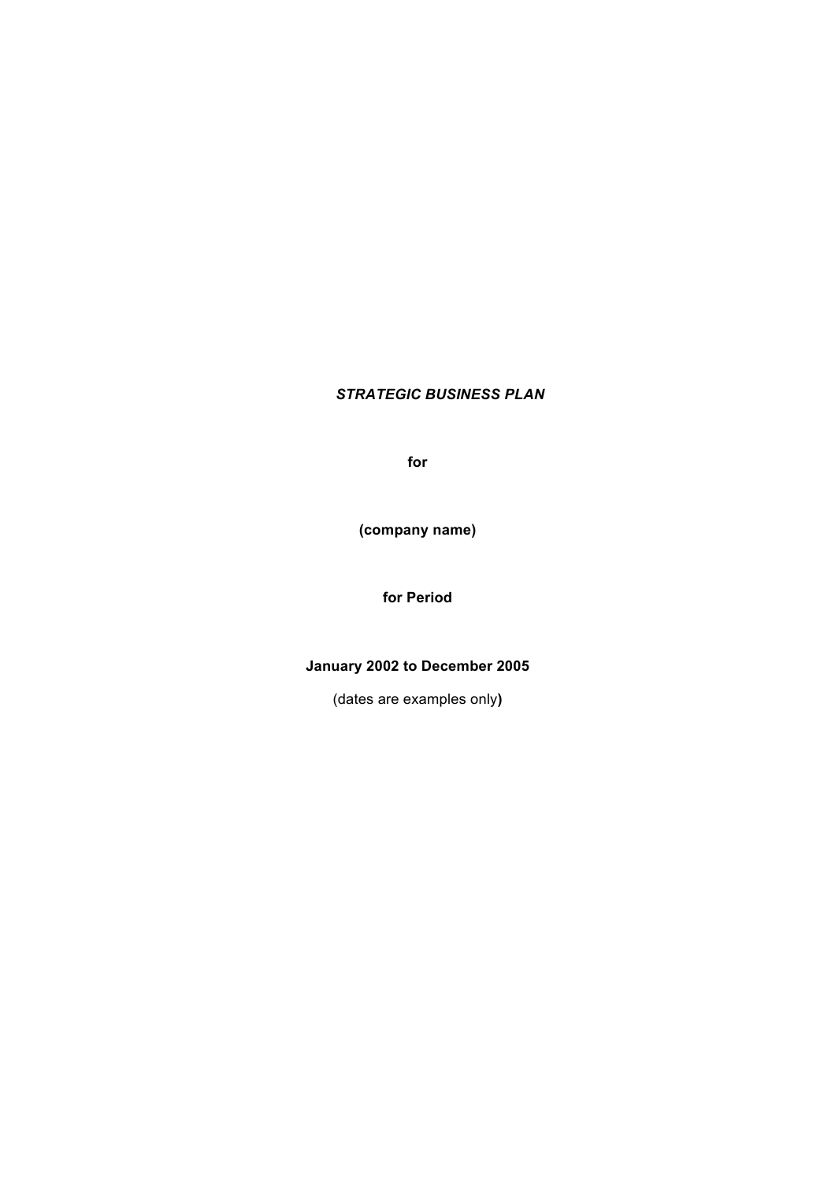# *STRATEGIC BUSINESS PLAN*

**for**

**(company name)**

**for Period**

**January 2002 to December 2005**

(dates are examples only**)**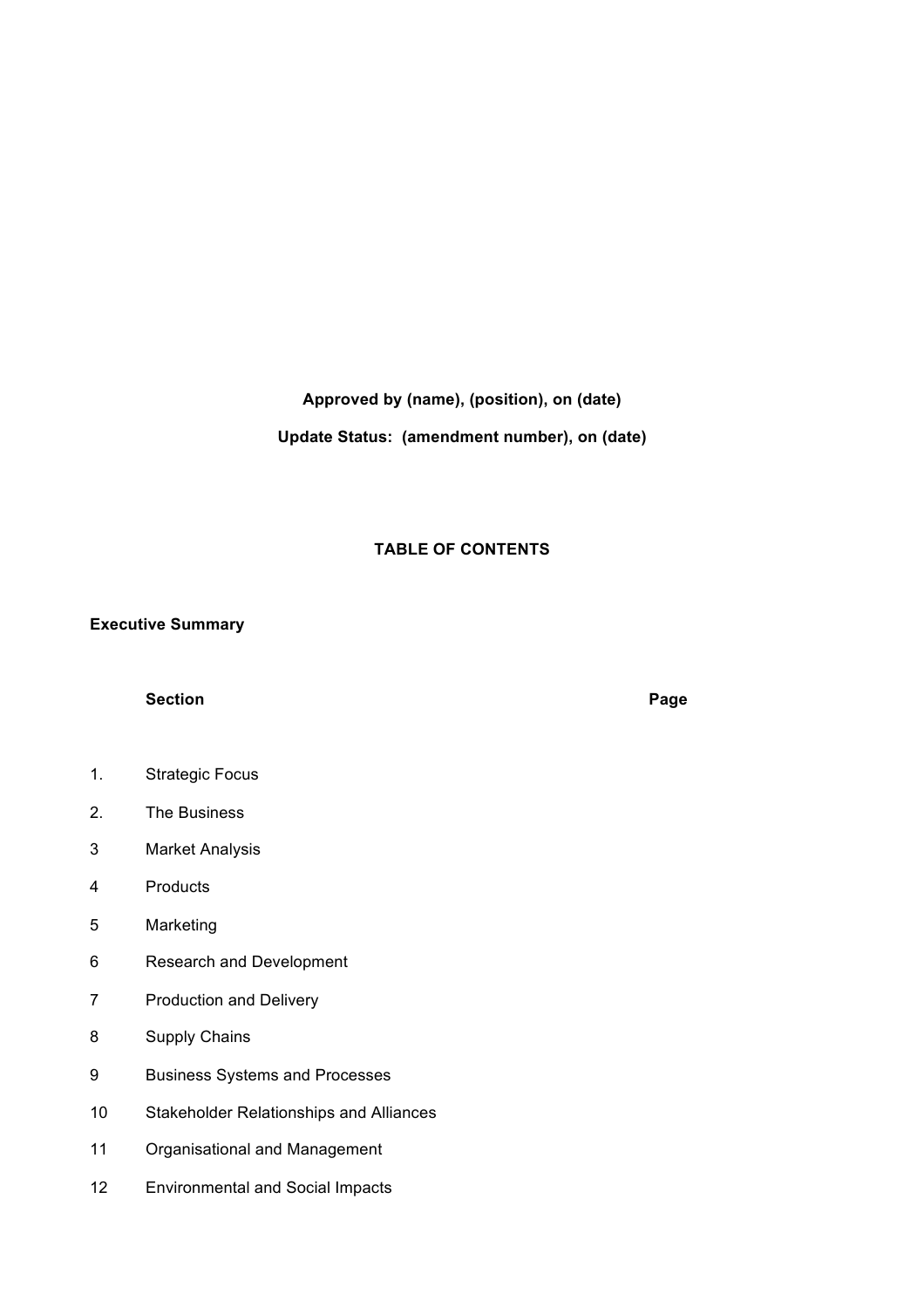**Approved by (name), (position), on (date)**

**Update Status: (amendment number), on (date)**

## TABLE OF CONTENTS

**Executive Summary**

| | Section | Page |
|---|---|---|
| 1. | Strategic Focus | |
| 2. | The Business | |
| 3 | Market Analysis | |
| 4 | Products | |
| 5 | Marketing | |
| 6 | Research and Development | |
| 7 | Production and Delivery | |
| 8 | Supply Chains | |
| 9 | Business Systems and Processes | |
| 10 | Stakeholder Relationships and Alliances | |
| 11 | Organisational and Management | |
| 12 | Environmental and Social Impacts | |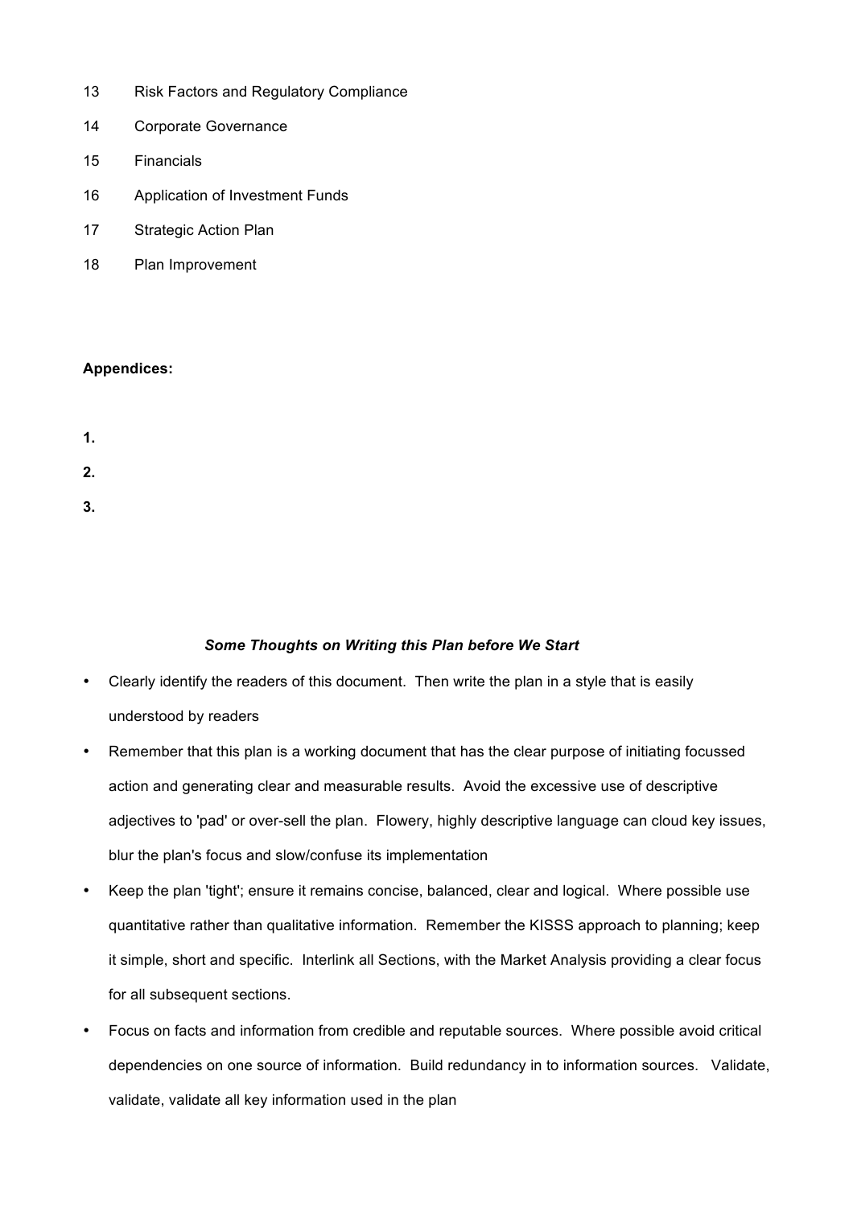13 Risk Factors and Regulatory Compliance

14 Corporate Governance

15 Financials

16 Application of Investment Funds

17 Strategic Action Plan

18 Plan Improvement

**Appendices:**

**1.**

**2.**

**3.**

***Some Thoughts on Writing this Plan before We Start***

- Clearly identify the readers of this document. Then write the plan in a style that is easily understood by readers
- Remember that this plan is a working document that has the clear purpose of initiating focussed action and generating clear and measurable results. Avoid the excessive use of descriptive adjectives to 'pad' or over-sell the plan. Flowery, highly descriptive language can cloud key issues, blur the plan's focus and slow/confuse its implementation
- Keep the plan 'tight'; ensure it remains concise, balanced, clear and logical. Where possible use quantitative rather than qualitative information. Remember the KISSS approach to planning; keep it simple, short and specific. Interlink all Sections, with the Market Analysis providing a clear focus for all subsequent sections.
- Focus on facts and information from credible and reputable sources. Where possible avoid critical dependencies on one source of information. Build redundancy in to information sources. Validate, validate, validate all key information used in the plan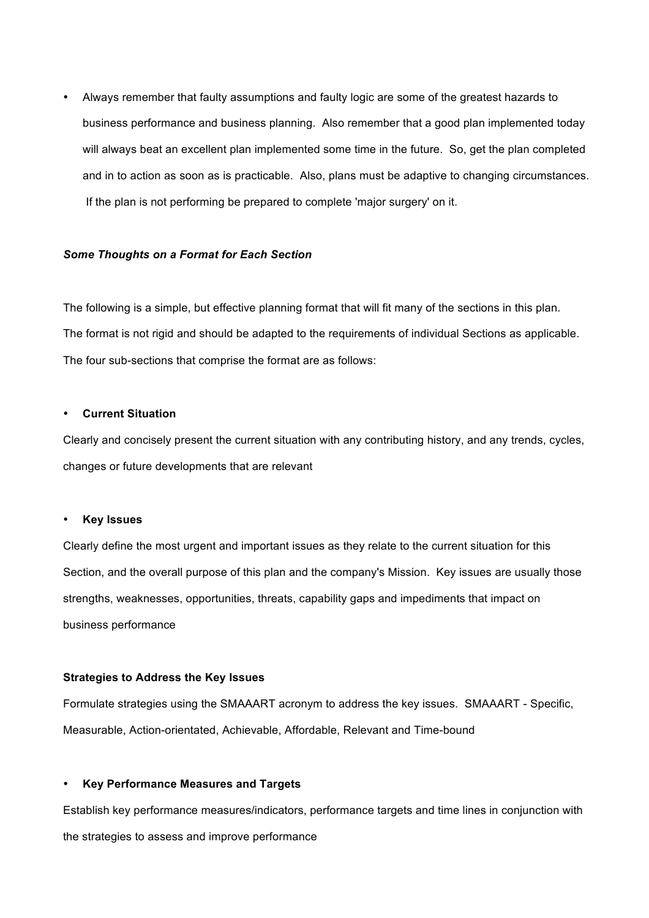- Always remember that faulty assumptions and faulty logic are some of the greatest hazards to business performance and business planning. Also remember that a good plan implemented today will always beat an excellent plan implemented some time in the future. So, get the plan completed and in to action as soon as is practicable. Also, plans must be adaptive to changing circumstances. If the plan is not performing be prepared to complete 'major surgery' on it.

***Some Thoughts on a Format for Each Section***

The following is a simple, but effective planning format that will fit many of the sections in this plan. The format is not rigid and should be adapted to the requirements of individual Sections as applicable. The four sub-sections that comprise the format are as follows:

- **Current Situation**

Clearly and concisely present the current situation with any contributing history, and any trends, cycles, changes or future developments that are relevant

- **Key Issues**

Clearly define the most urgent and important issues as they relate to the current situation for this Section, and the overall purpose of this plan and the company's Mission. Key issues are usually those strengths, weaknesses, opportunities, threats, capability gaps and impediments that impact on business performance

**Strategies to Address the Key Issues**

Formulate strategies using the SMAAART acronym to address the key issues. SMAAART - Specific, Measurable, Action-orientated, Achievable, Affordable, Relevant and Time-bound

- **Key Performance Measures and Targets**

Establish key performance measures/indicators, performance targets and time lines in conjunction with the strategies to assess and improve performance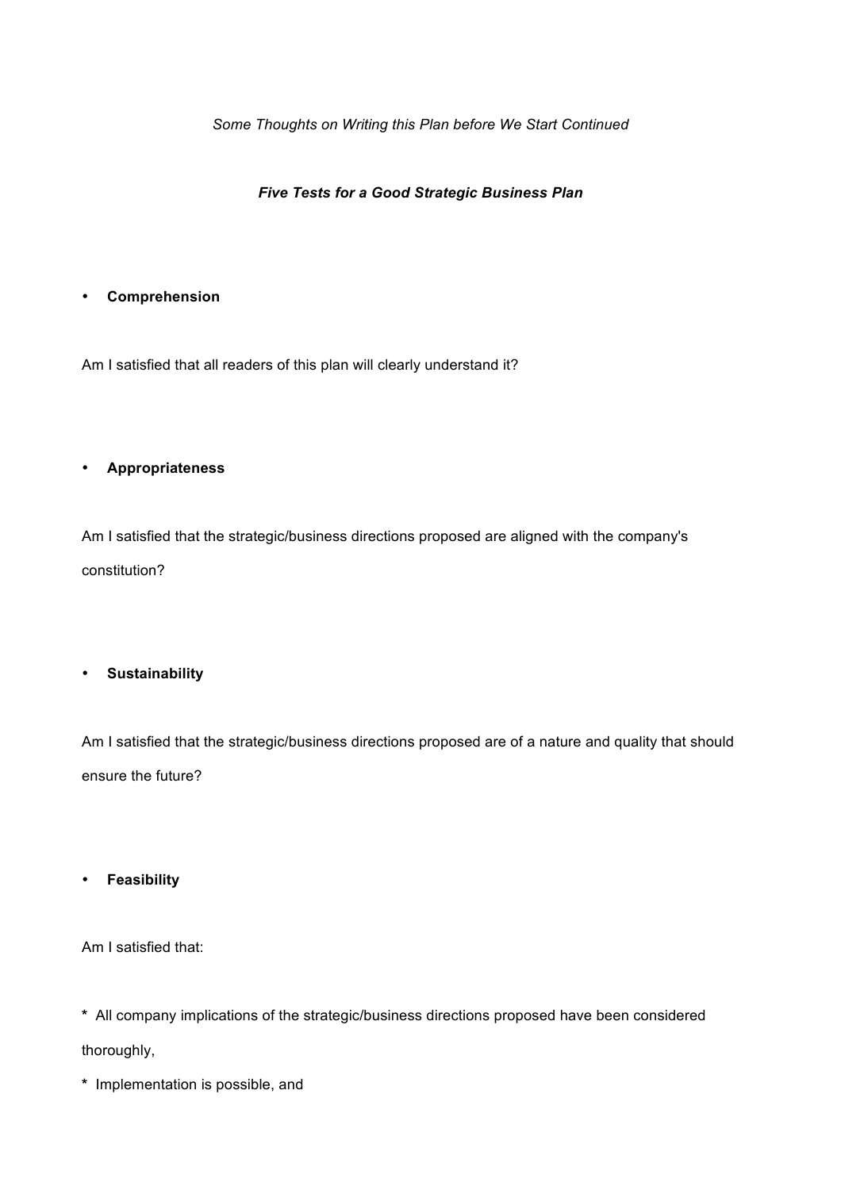*Some Thoughts on Writing this Plan before We Start Continued*

## ***Five Tests for a Good Strategic Business Plan***

- **Comprehension**

Am I satisfied that all readers of this plan will clearly understand it?

- **Appropriateness**

Am I satisfied that the strategic/business directions proposed are aligned with the company's constitution?

- **Sustainability**

Am I satisfied that the strategic/business directions proposed are of a nature and quality that should ensure the future?

- **Feasibility**

Am I satisfied that:

**\*** All company implications of the strategic/business directions proposed have been considered thoroughly,

**\*** Implementation is possible, and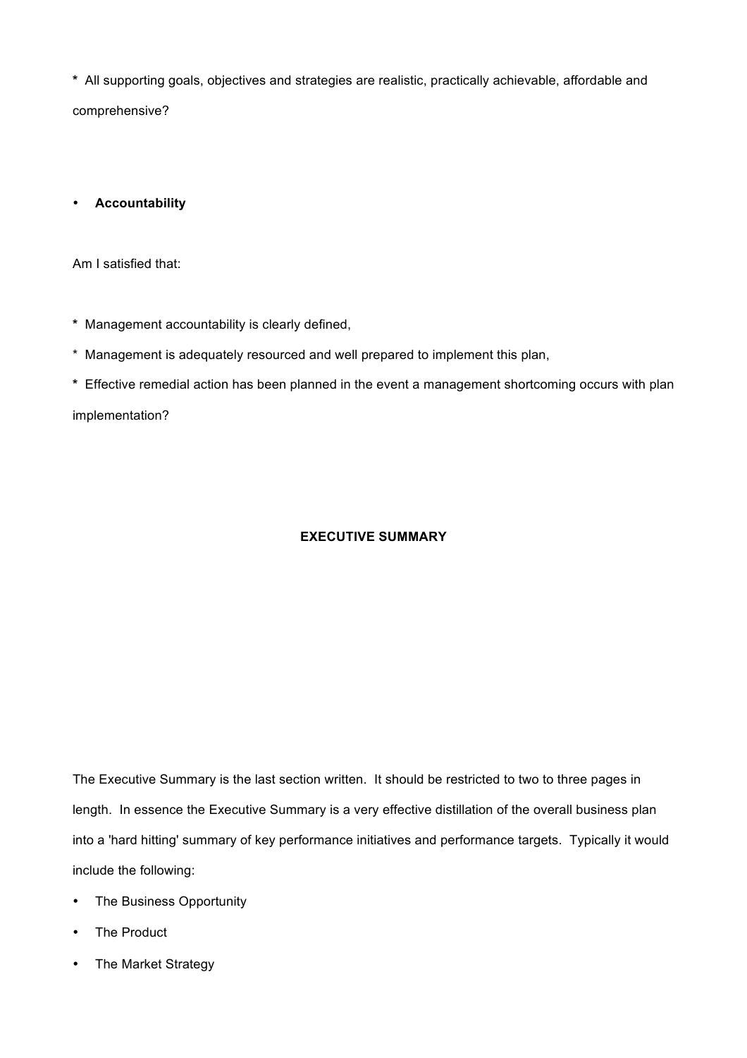* All supporting goals, objectives and strategies are realistic, practically achievable, affordable and comprehensive?

- **Accountability**

Am I satisfied that:

* Management accountability is clearly defined,

* Management is adequately resourced and well prepared to implement this plan,

* Effective remedial action has been planned in the event a management shortcoming occurs with plan implementation?

## EXECUTIVE SUMMARY

The Executive Summary is the last section written. It should be restricted to two to three pages in length. In essence the Executive Summary is a very effective distillation of the overall business plan into a 'hard hitting' summary of key performance initiatives and performance targets. Typically it would include the following:

- The Business Opportunity
- The Product
- The Market Strategy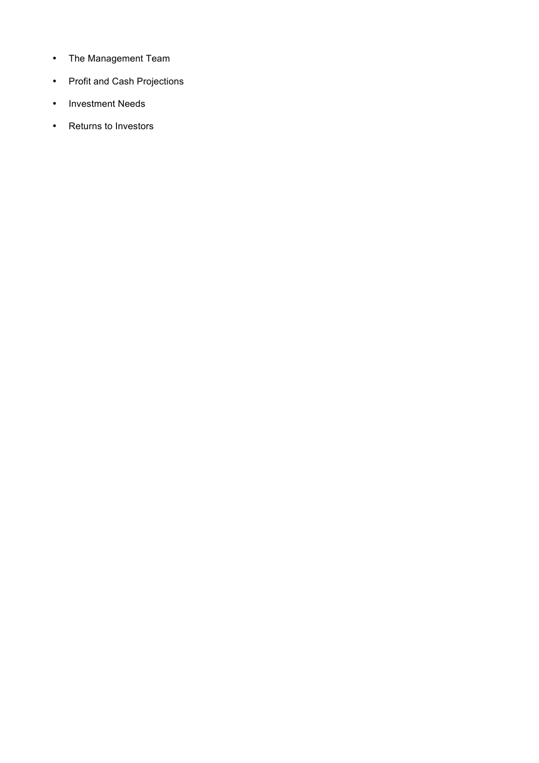- The Management Team
- Profit and Cash Projections
- Investment Needs
- Returns to Investors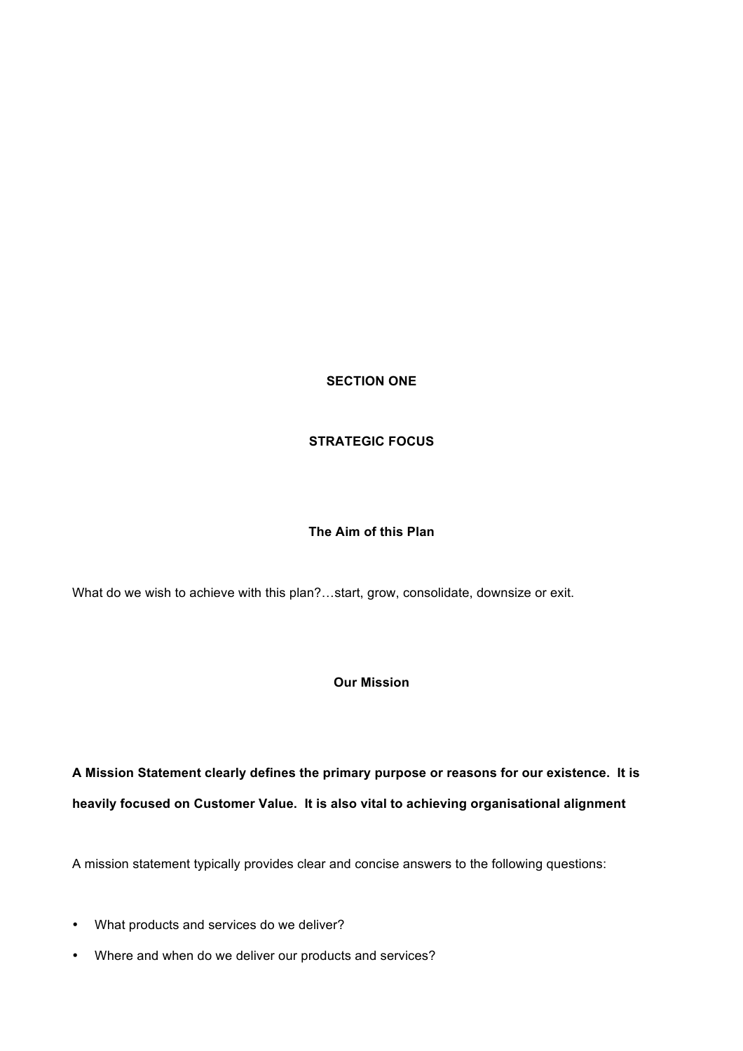# SECTION ONE

## STRATEGIC FOCUS

### The Aim of this Plan

What do we wish to achieve with this plan?…start, grow, consolidate, downsize or exit.

### Our Mission

**A Mission Statement clearly defines the primary purpose or reasons for our existence. It is heavily focused on Customer Value. It is also vital to achieving organisational alignment**

A mission statement typically provides clear and concise answers to the following questions:

- What products and services do we deliver?
- Where and when do we deliver our products and services?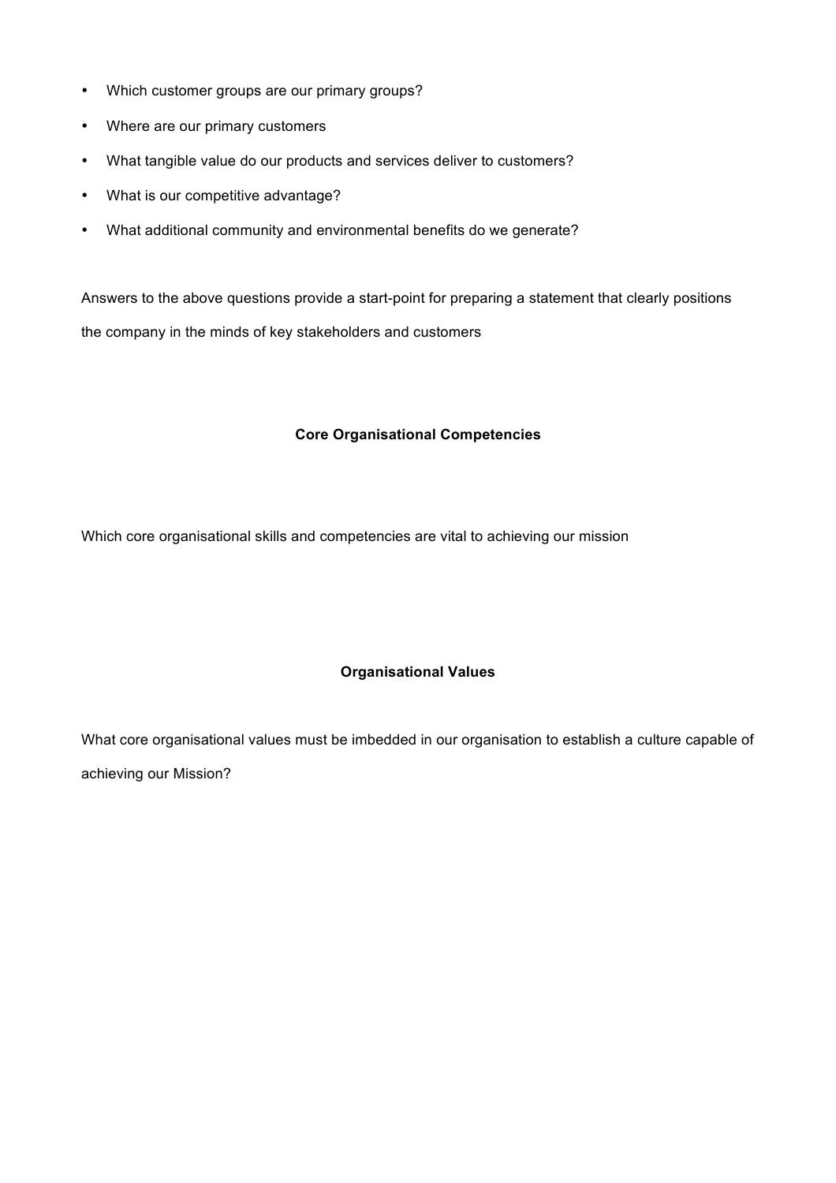- Which customer groups are our primary groups?
- Where are our primary customers
- What tangible value do our products and services deliver to customers?
- What is our competitive advantage?
- What additional community and environmental benefits do we generate?

Answers to the above questions provide a start-point for preparing a statement that clearly positions the company in the minds of key stakeholders and customers

## Core Organisational Competencies

Which core organisational skills and competencies are vital to achieving our mission

## Organisational Values

What core organisational values must be imbedded in our organisation to establish a culture capable of achieving our Mission?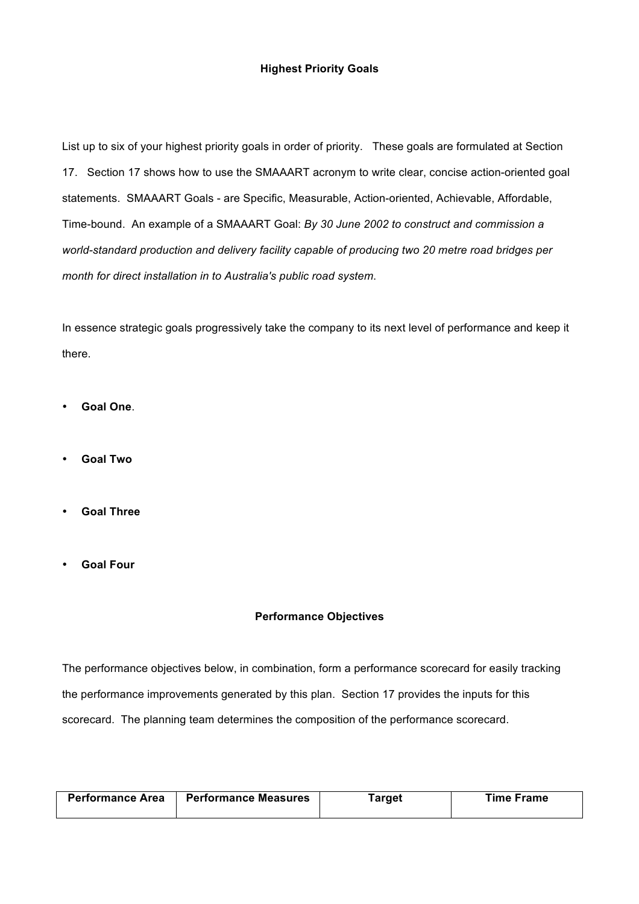## Highest Priority Goals

List up to six of your highest priority goals in order of priority. These goals are formulated at Section 17. Section 17 shows how to use the SMAAART acronym to write clear, concise action-oriented goal statements. SMAAART Goals - are Specific, Measurable, Action-oriented, Achievable, Affordable, Time-bound. An example of a SMAAART Goal: *By 30 June 2002 to construct and commission a world-standard production and delivery facility capable of producing two 20 metre road bridges per month for direct installation in to Australia's public road system*.

In essence strategic goals progressively take the company to its next level of performance and keep it there.

- **Goal One**.
- **Goal Two**
- **Goal Three**
- **Goal Four**

## Performance Objectives

The performance objectives below, in combination, form a performance scorecard for easily tracking the performance improvements generated by this plan. Section 17 provides the inputs for this scorecard. The planning team determines the composition of the performance scorecard.

| Performance Area | Performance Measures | Target | Time Frame |
|---|---|---|---|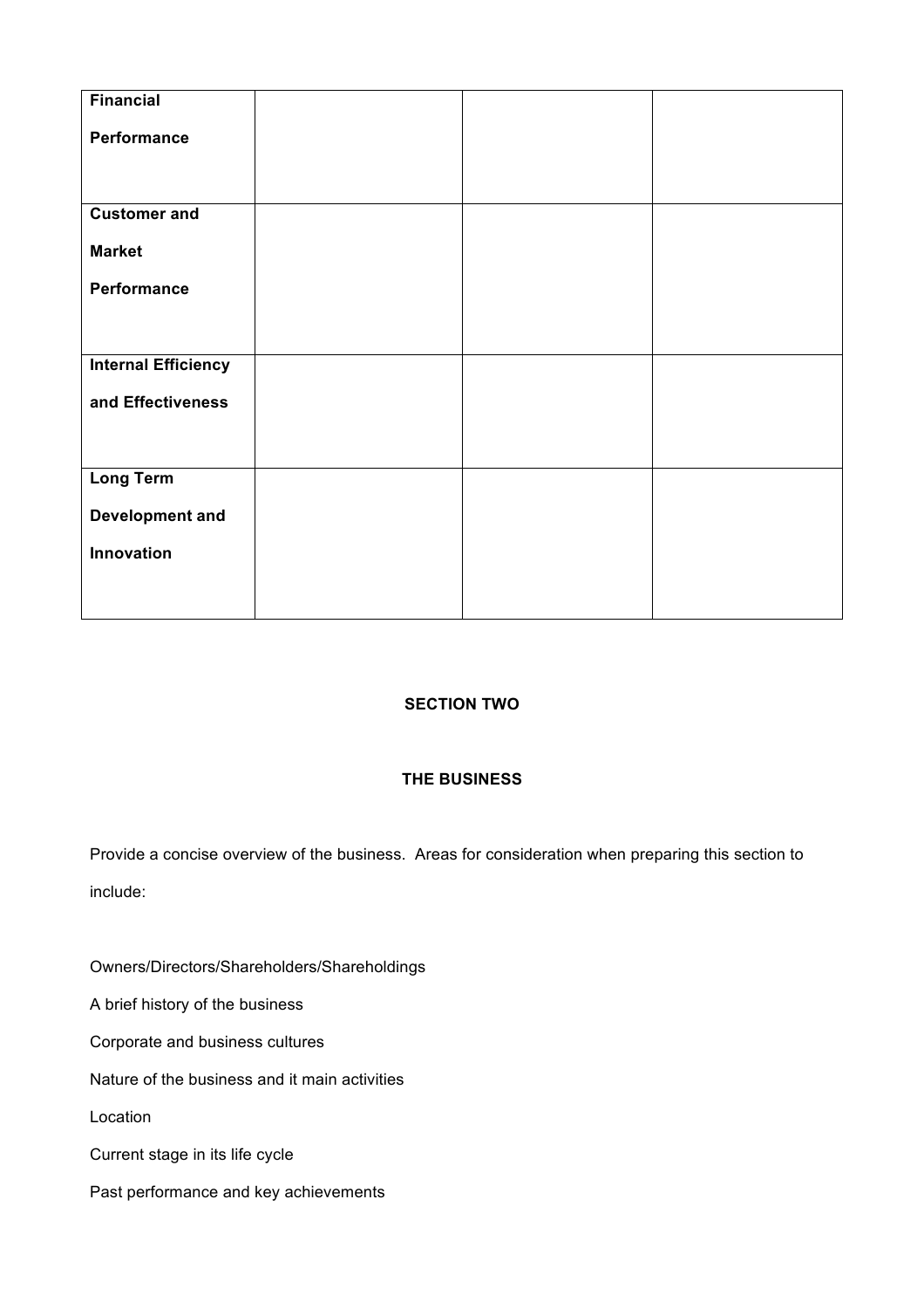| | | | |
|---|---|---|---|
| **Financial Performance** | | | |
| **Customer and Market Performance** | | | |
| **Internal Efficiency and Effectiveness** | | | |
| **Long Term Development and Innovation** | | | |

**SECTION TWO**

**THE BUSINESS**

Provide a concise overview of the business. Areas for consideration when preparing this section to include:

Owners/Directors/Shareholders/Shareholdings

A brief history of the business

Corporate and business cultures

Nature of the business and it main activities

Location

Current stage in its life cycle

Past performance and key achievements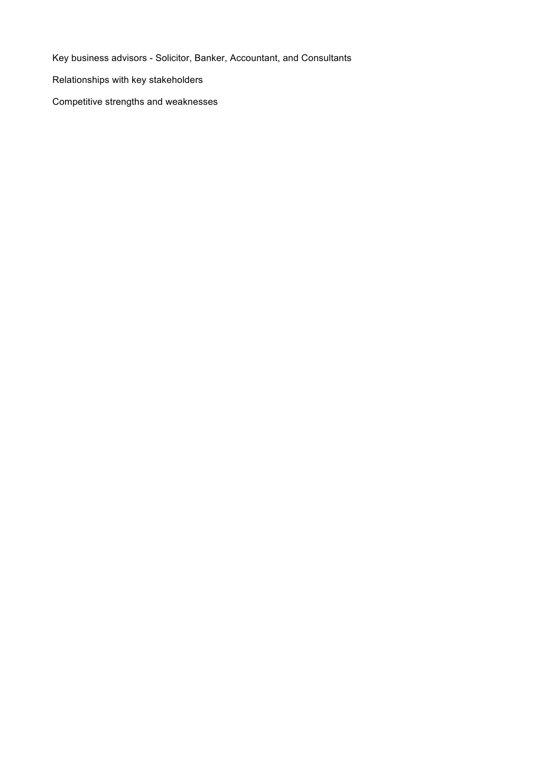Key business advisors - Solicitor, Banker, Accountant, and Consultants

Relationships with key stakeholders

Competitive strengths and weaknesses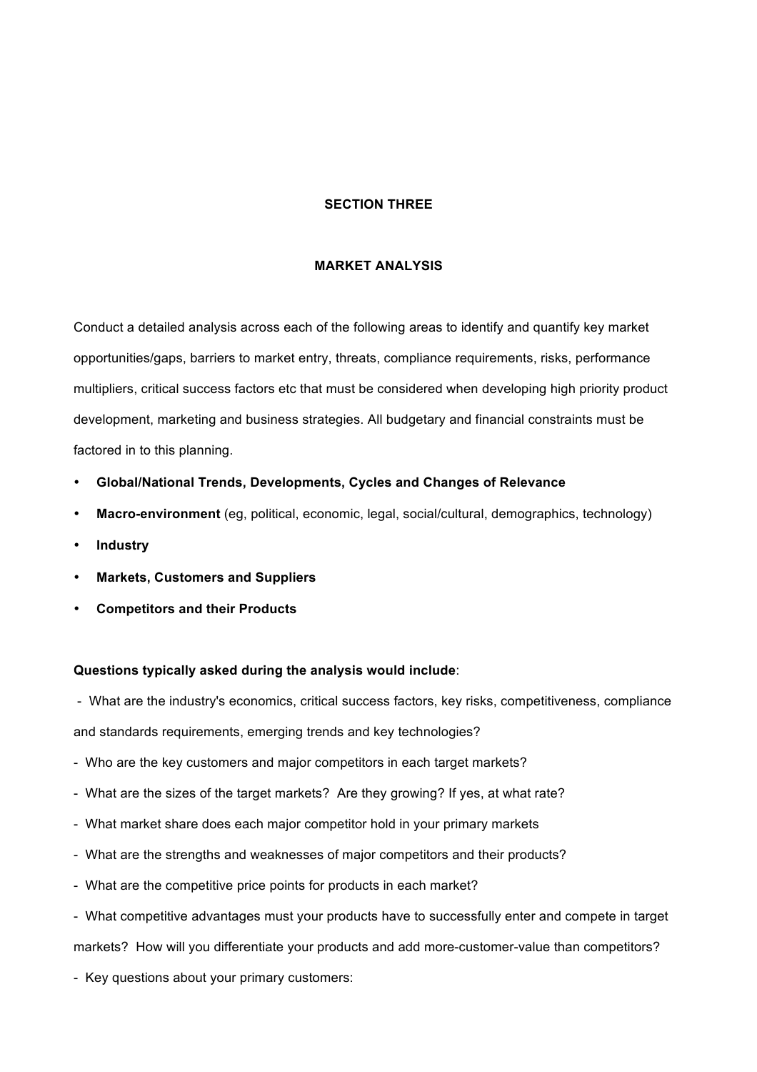## SECTION THREE

## MARKET ANALYSIS

Conduct a detailed analysis across each of the following areas to identify and quantify key market opportunities/gaps, barriers to market entry, threats, compliance requirements, risks, performance multipliers, critical success factors etc that must be considered when developing high priority product development, marketing and business strategies. All budgetary and financial constraints must be factored in to this planning.

- **Global/National Trends, Developments, Cycles and Changes of Relevance**
- **Macro-environment** (eg, political, economic, legal, social/cultural, demographics, technology)
- **Industry**
- **Markets, Customers and Suppliers**
- **Competitors and their Products**

**Questions typically asked during the analysis would include**:

- What are the industry's economics, critical success factors, key risks, competitiveness, compliance and standards requirements, emerging trends and key technologies?
- Who are the key customers and major competitors in each target markets?
- What are the sizes of the target markets? Are they growing? If yes, at what rate?
- What market share does each major competitor hold in your primary markets
- What are the strengths and weaknesses of major competitors and their products?
- What are the competitive price points for products in each market?
- What competitive advantages must your products have to successfully enter and compete in target markets? How will you differentiate your products and add more-customer-value than competitors?
- Key questions about your primary customers: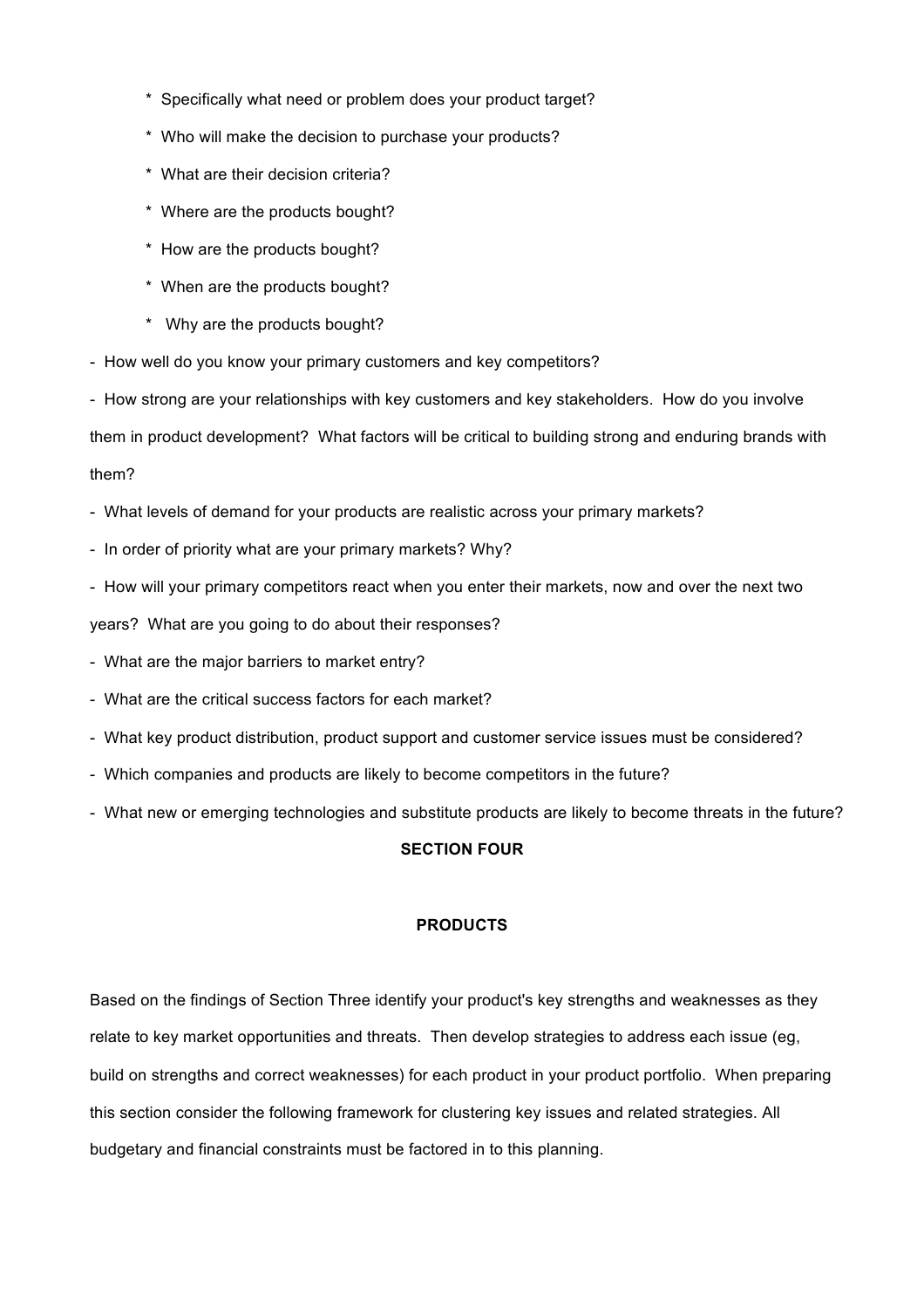* Specifically what need or problem does your product target?
  * Who will make the decision to purchase your products?
  * What are their decision criteria?
  * Where are the products bought?
  * How are the products bought?
  * When are the products bought?
  * Why are the products bought?

- How well do you know your primary customers and key competitors?
- How strong are your relationships with key customers and key stakeholders. How do you involve them in product development? What factors will be critical to building strong and enduring brands with them?
- What levels of demand for your products are realistic across your primary markets?
- In order of priority what are your primary markets? Why?
- How will your primary competitors react when you enter their markets, now and over the next two years? What are you going to do about their responses?
- What are the major barriers to market entry?
- What are the critical success factors for each market?
- What key product distribution, product support and customer service issues must be considered?
- Which companies and products are likely to become competitors in the future?
- What new or emerging technologies and substitute products are likely to become threats in the future?

## SECTION FOUR

## PRODUCTS

Based on the findings of Section Three identify your product's key strengths and weaknesses as they relate to key market opportunities and threats. Then develop strategies to address each issue (eg, build on strengths and correct weaknesses) for each product in your product portfolio. When preparing this section consider the following framework for clustering key issues and related strategies. All budgetary and financial constraints must be factored in to this planning.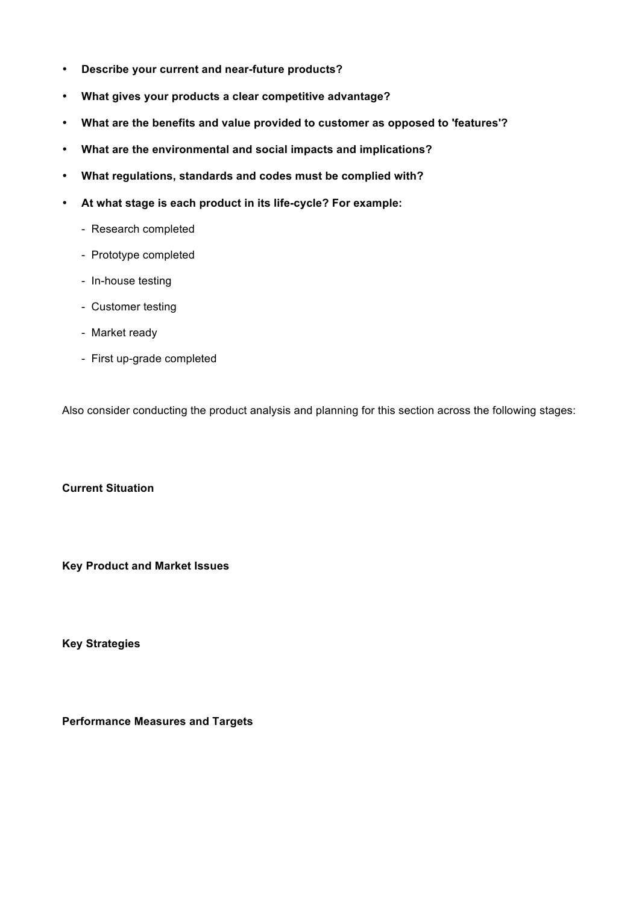- **Describe your current and near-future products?**
- **What gives your products a clear competitive advantage?**
- **What are the benefits and value provided to customer as opposed to 'features'?**
- **What are the environmental and social impacts and implications?**
- **What regulations, standards and codes must be complied with?**
- **At what stage is each product in its life-cycle? For example:**
  - Research completed
  - Prototype completed
  - In-house testing
  - Customer testing
  - Market ready
  - First up-grade completed

Also consider conducting the product analysis and planning for this section across the following stages:

**Current Situation**

**Key Product and Market Issues**

**Key Strategies**

**Performance Measures and Targets**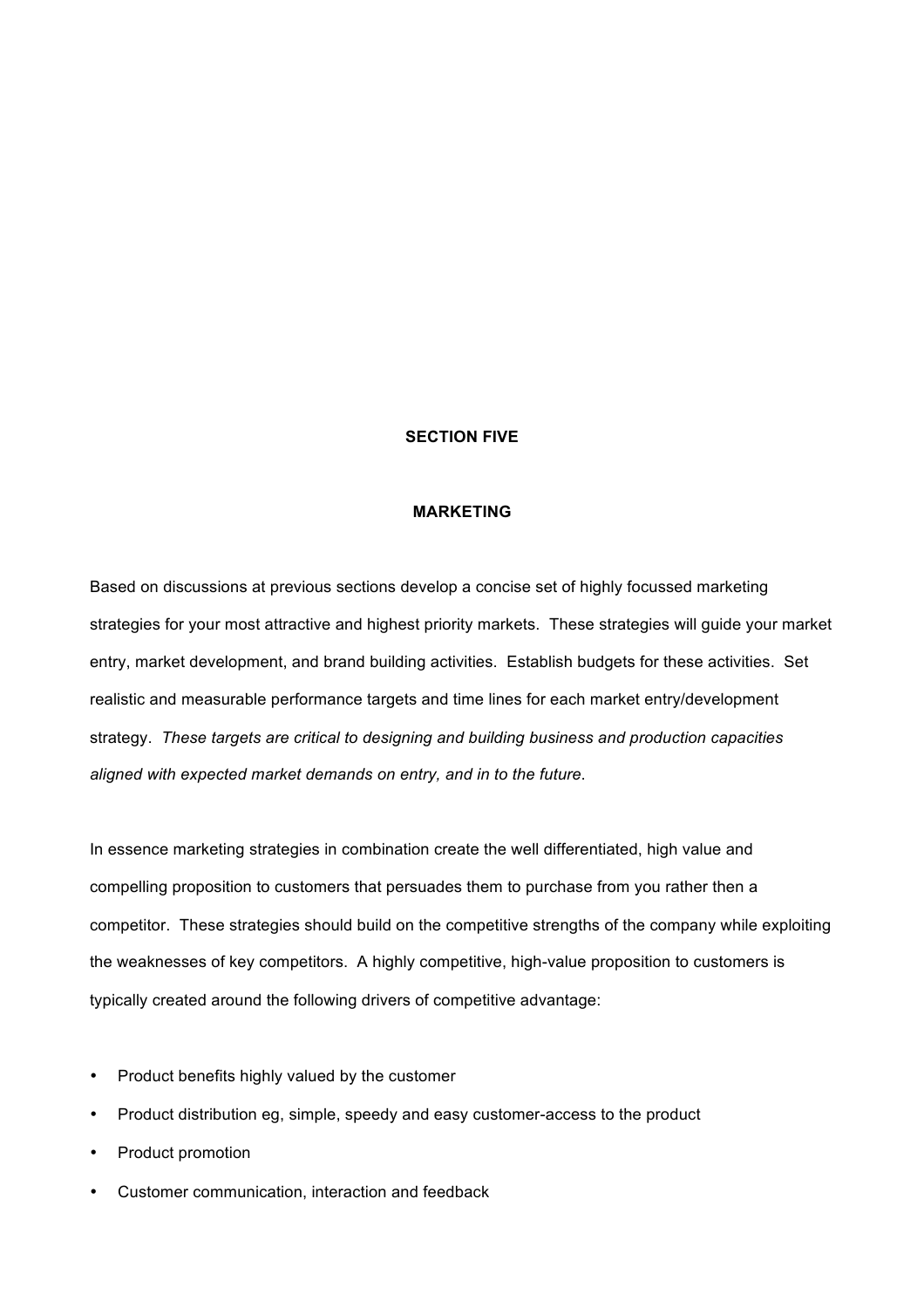# SECTION FIVE

## MARKETING

Based on discussions at previous sections develop a concise set of highly focussed marketing strategies for your most attractive and highest priority markets. These strategies will guide your market entry, market development, and brand building activities. Establish budgets for these activities. Set realistic and measurable performance targets and time lines for each market entry/development strategy. *These targets are critical to designing and building business and production capacities aligned with expected market demands on entry, and in to the future.*

In essence marketing strategies in combination create the well differentiated, high value and compelling proposition to customers that persuades them to purchase from you rather then a competitor. These strategies should build on the competitive strengths of the company while exploiting the weaknesses of key competitors. A highly competitive, high-value proposition to customers is typically created around the following drivers of competitive advantage:

- Product benefits highly valued by the customer
- Product distribution eg, simple, speedy and easy customer-access to the product
- Product promotion
- Customer communication, interaction and feedback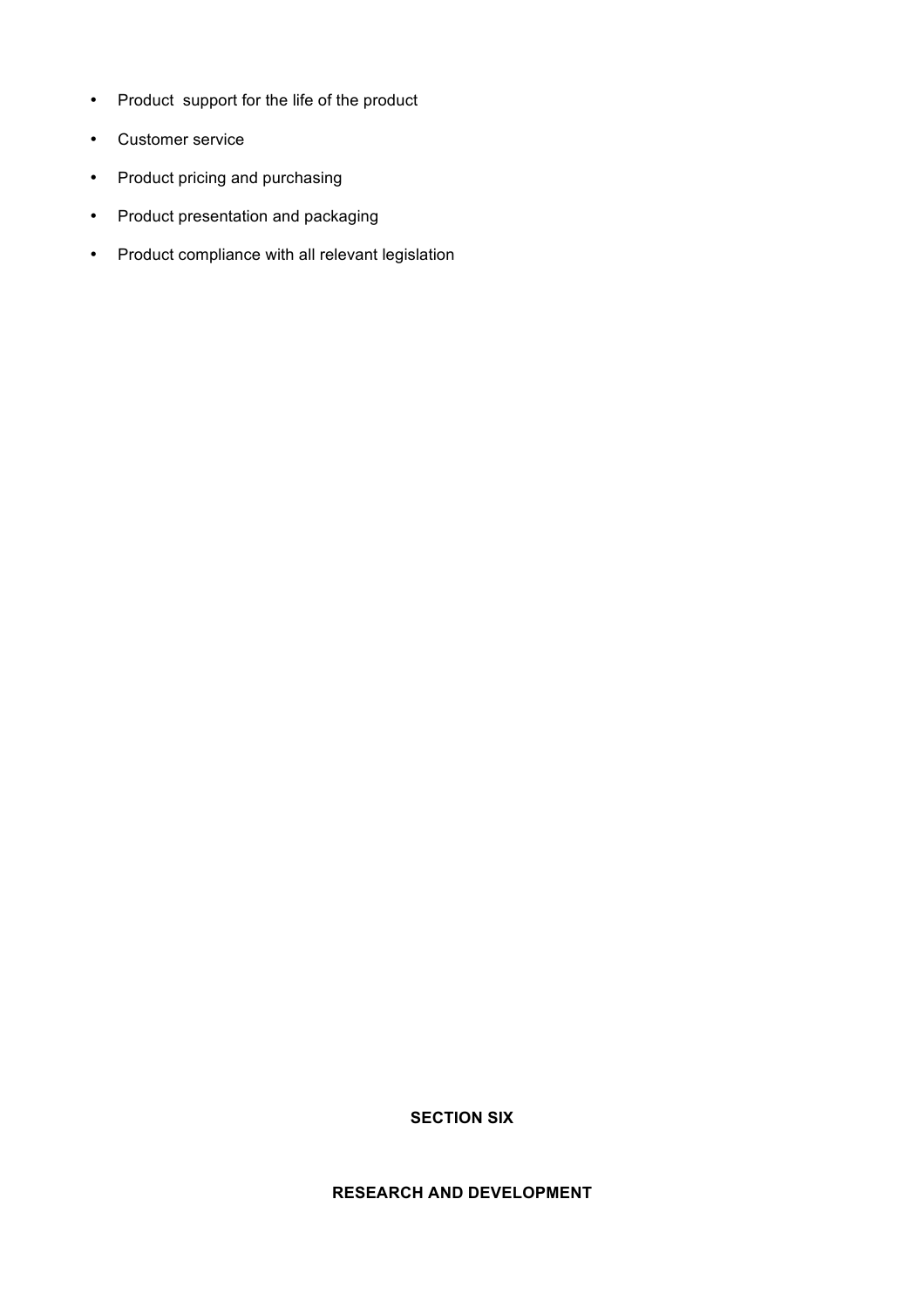- Product  support for the life of the product
- Customer service
- Product pricing and purchasing
- Product presentation and packaging
- Product compliance with all relevant legislation

## SECTION SIX

## RESEARCH AND DEVELOPMENT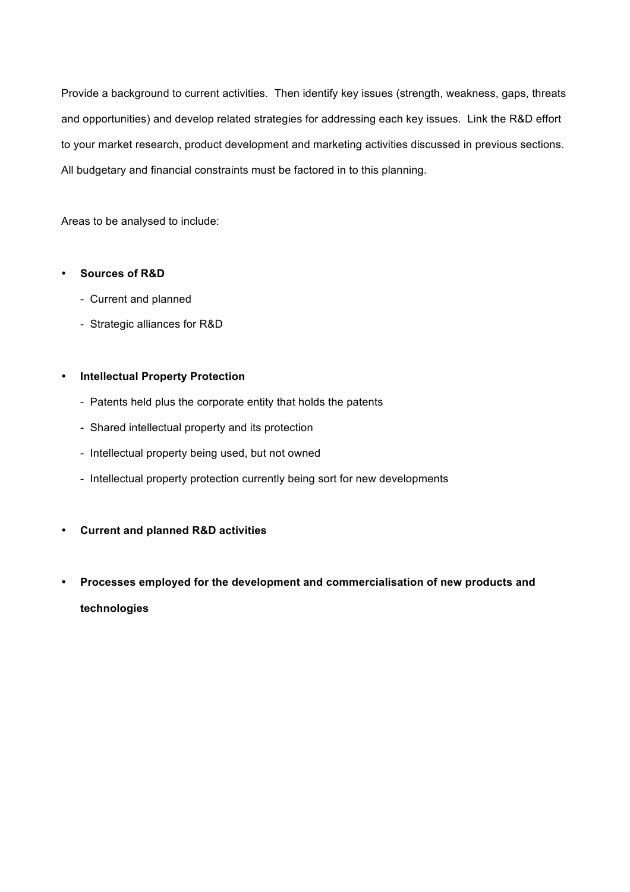Provide a background to current activities. Then identify key issues (strength, weakness, gaps, threats and opportunities) and develop related strategies for addressing each key issues. Link the R&D effort to your market research, product development and marketing activities discussed in previous sections. All budgetary and financial constraints must be factored in to this planning.

Areas to be analysed to include:

- **Sources of R&D**
  - Current and planned
  - Strategic alliances for R&D

- **Intellectual Property Protection**
  - Patents held plus the corporate entity that holds the patents
  - Shared intellectual property and its protection
  - Intellectual property being used, but not owned
  - Intellectual property protection currently being sort for new developments

- **Current and planned R&D activities**

- **Processes employed for the development and commercialisation of new products and technologies**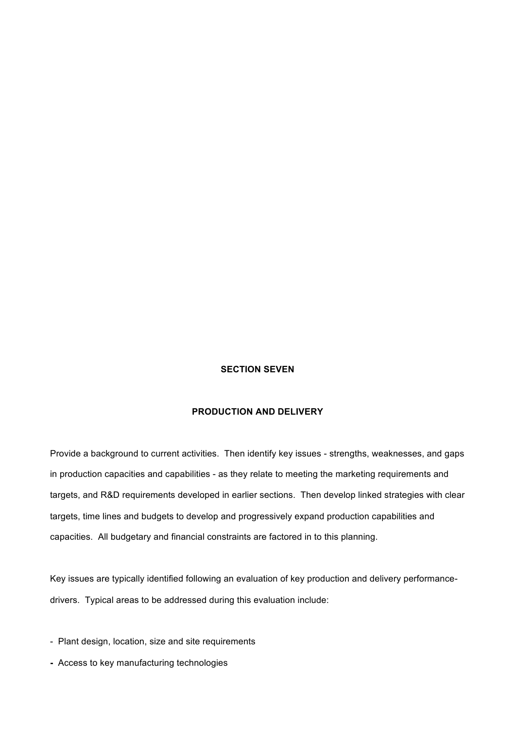## SECTION SEVEN

## PRODUCTION AND DELIVERY

Provide a background to current activities. Then identify key issues - strengths, weaknesses, and gaps in production capacities and capabilities - as they relate to meeting the marketing requirements and targets, and R&D requirements developed in earlier sections. Then develop linked strategies with clear targets, time lines and budgets to develop and progressively expand production capabilities and capacities. All budgetary and financial constraints are factored in to this planning.

Key issues are typically identified following an evaluation of key production and delivery performance-drivers. Typical areas to be addressed during this evaluation include:

- Plant design, location, size and site requirements
- Access to key manufacturing technologies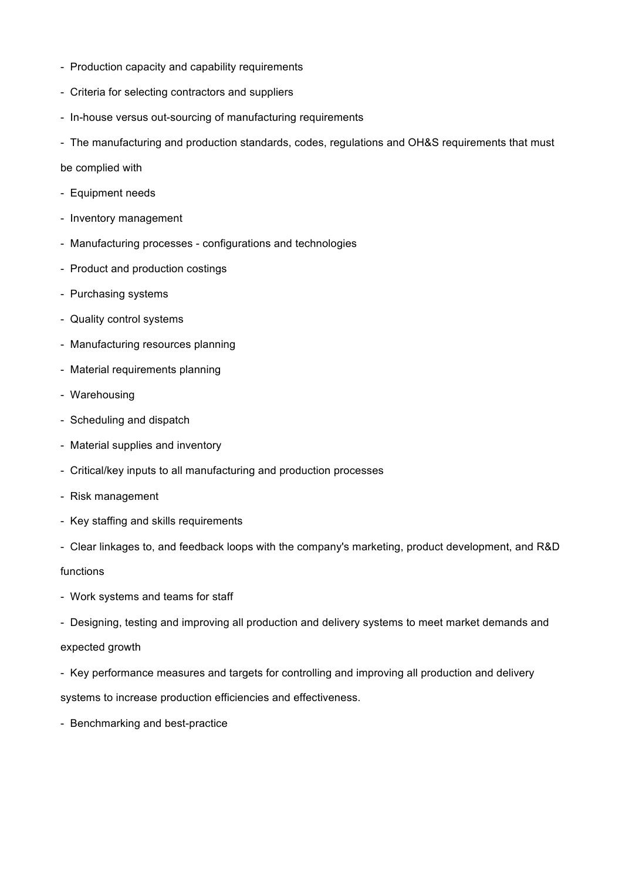- Production capacity and capability requirements
- Criteria for selecting contractors and suppliers
- In-house versus out-sourcing of manufacturing requirements
- The manufacturing and production standards, codes, regulations and OH&S requirements that must be complied with
- Equipment needs
- Inventory management
- Manufacturing processes - configurations and technologies
- Product and production costings
- Purchasing systems
- Quality control systems
- Manufacturing resources planning
- Material requirements planning
- Warehousing
- Scheduling and dispatch
- Material supplies and inventory
- Critical/key inputs to all manufacturing and production processes
- Risk management
- Key staffing and skills requirements
- Clear linkages to, and feedback loops with the company's marketing, product development, and R&D functions
- Work systems and teams for staff
- Designing, testing and improving all production and delivery systems to meet market demands and expected growth
- Key performance measures and targets for controlling and improving all production and delivery systems to increase production efficiencies and effectiveness.
- Benchmarking and best-practice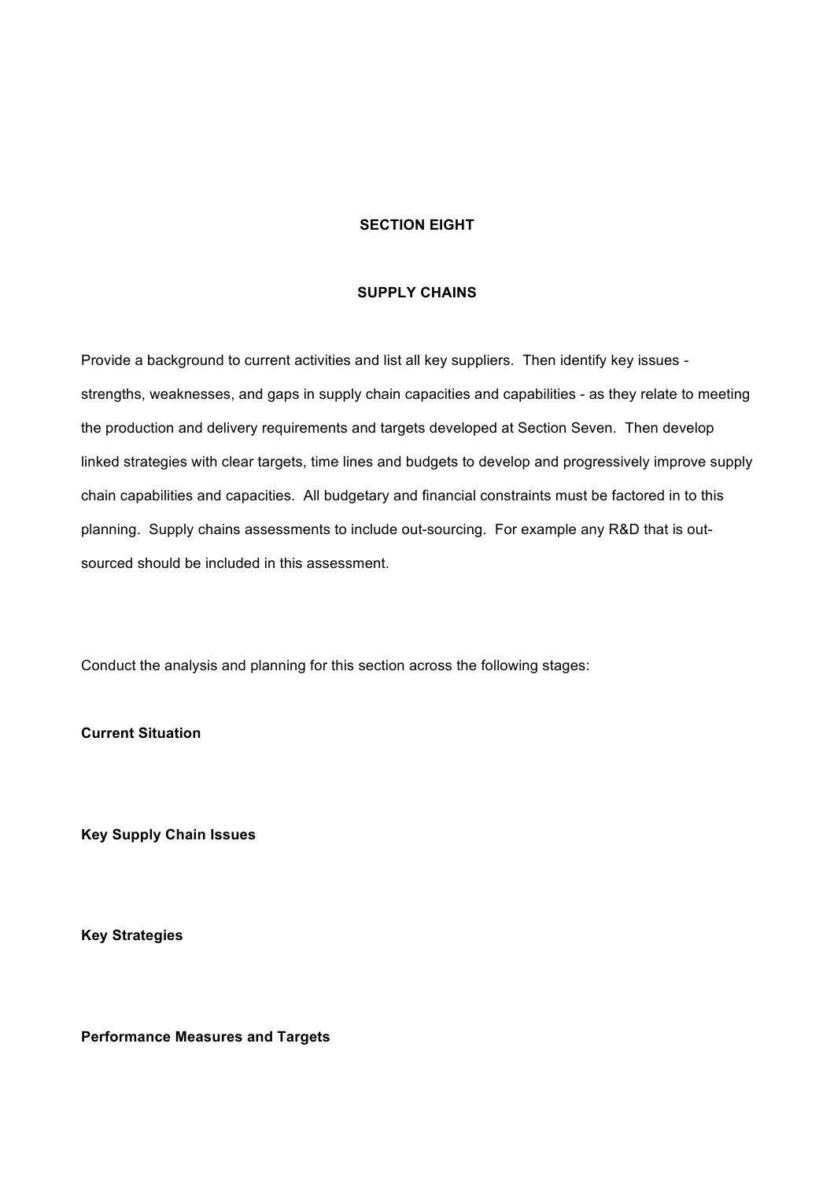## SECTION EIGHT

## SUPPLY CHAINS

Provide a background to current activities and list all key suppliers. Then identify key issues - strengths, weaknesses, and gaps in supply chain capacities and capabilities - as they relate to meeting the production and delivery requirements and targets developed at Section Seven. Then develop linked strategies with clear targets, time lines and budgets to develop and progressively improve supply chain capabilities and capacities. All budgetary and financial constraints must be factored in to this planning. Supply chains assessments to include out-sourcing. For example any R&D that is out-sourced should be included in this assessment.

Conduct the analysis and planning for this section across the following stages:

**Current Situation**

**Key Supply Chain Issues**

**Key Strategies**

**Performance Measures and Targets**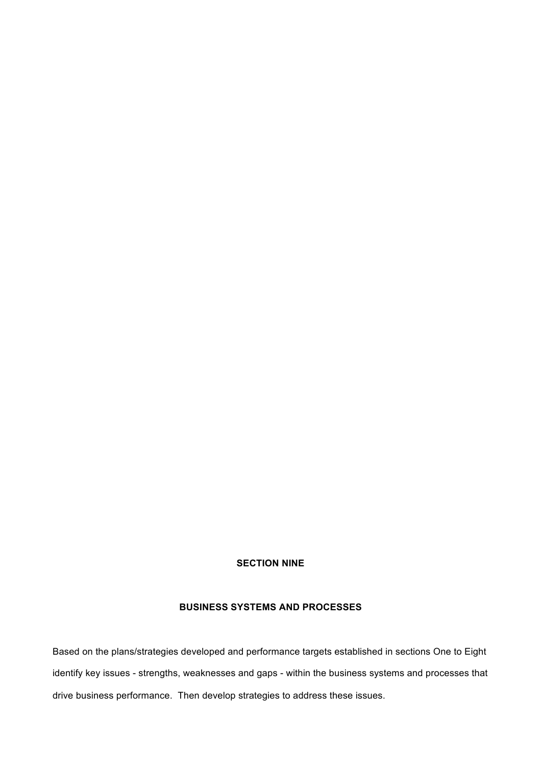## SECTION NINE

## BUSINESS SYSTEMS AND PROCESSES

Based on the plans/strategies developed and performance targets established in sections One to Eight identify key issues - strengths, weaknesses and gaps - within the business systems and processes that drive business performance. Then develop strategies to address these issues.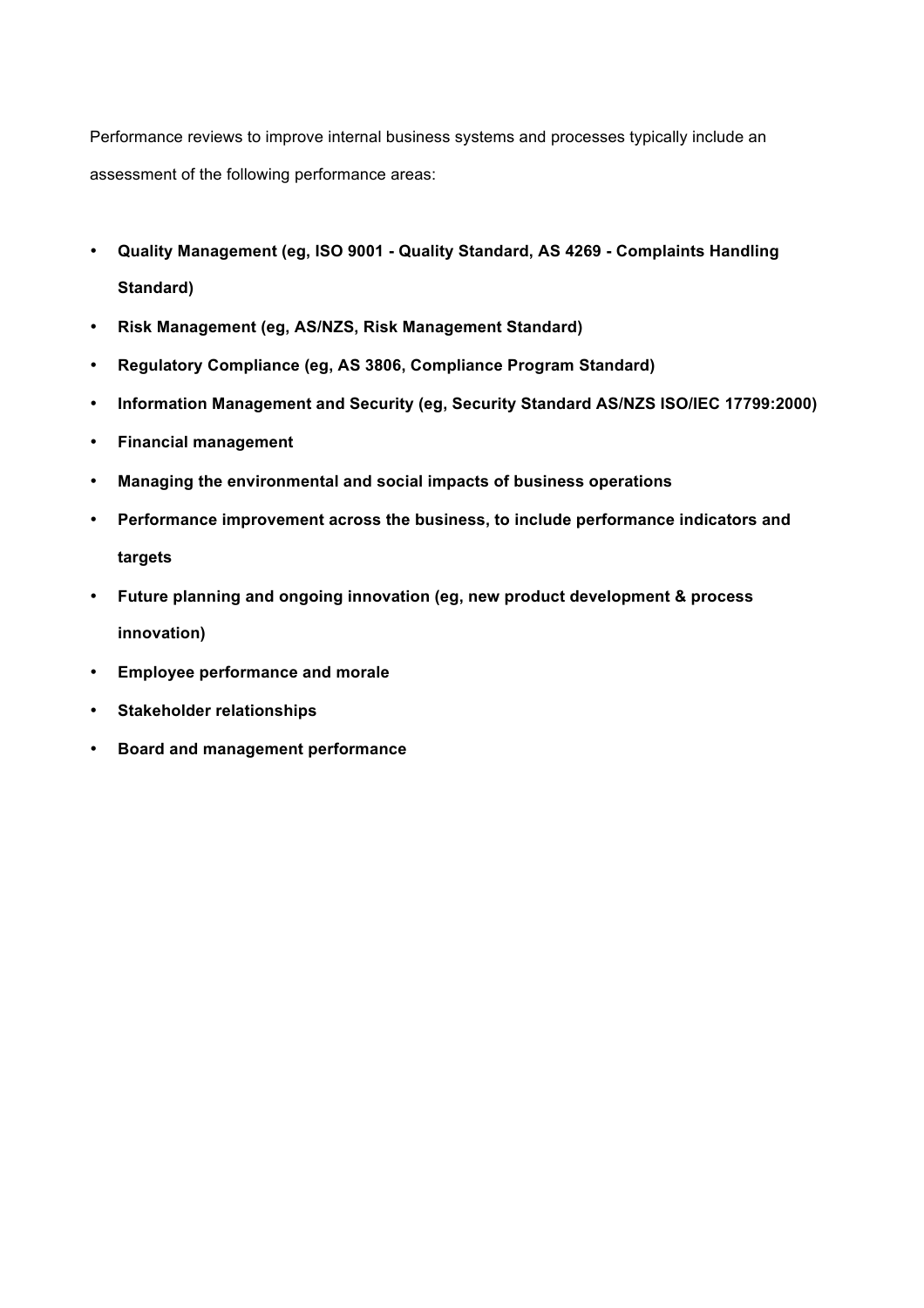Performance reviews to improve internal business systems and processes typically include an assessment of the following performance areas:

- **Quality Management (eg, ISO 9001 - Quality Standard, AS 4269 - Complaints Handling Standard)**
- **Risk Management (eg, AS/NZS, Risk Management Standard)**
- **Regulatory Compliance (eg, AS 3806, Compliance Program Standard)**
- **Information Management and Security (eg, Security Standard AS/NZS ISO/IEC 17799:2000)**
- **Financial management**
- **Managing the environmental and social impacts of business operations**
- **Performance improvement across the business, to include performance indicators and targets**
- **Future planning and ongoing innovation (eg, new product development & process innovation)**
- **Employee performance and morale**
- **Stakeholder relationships**
- **Board and management performance**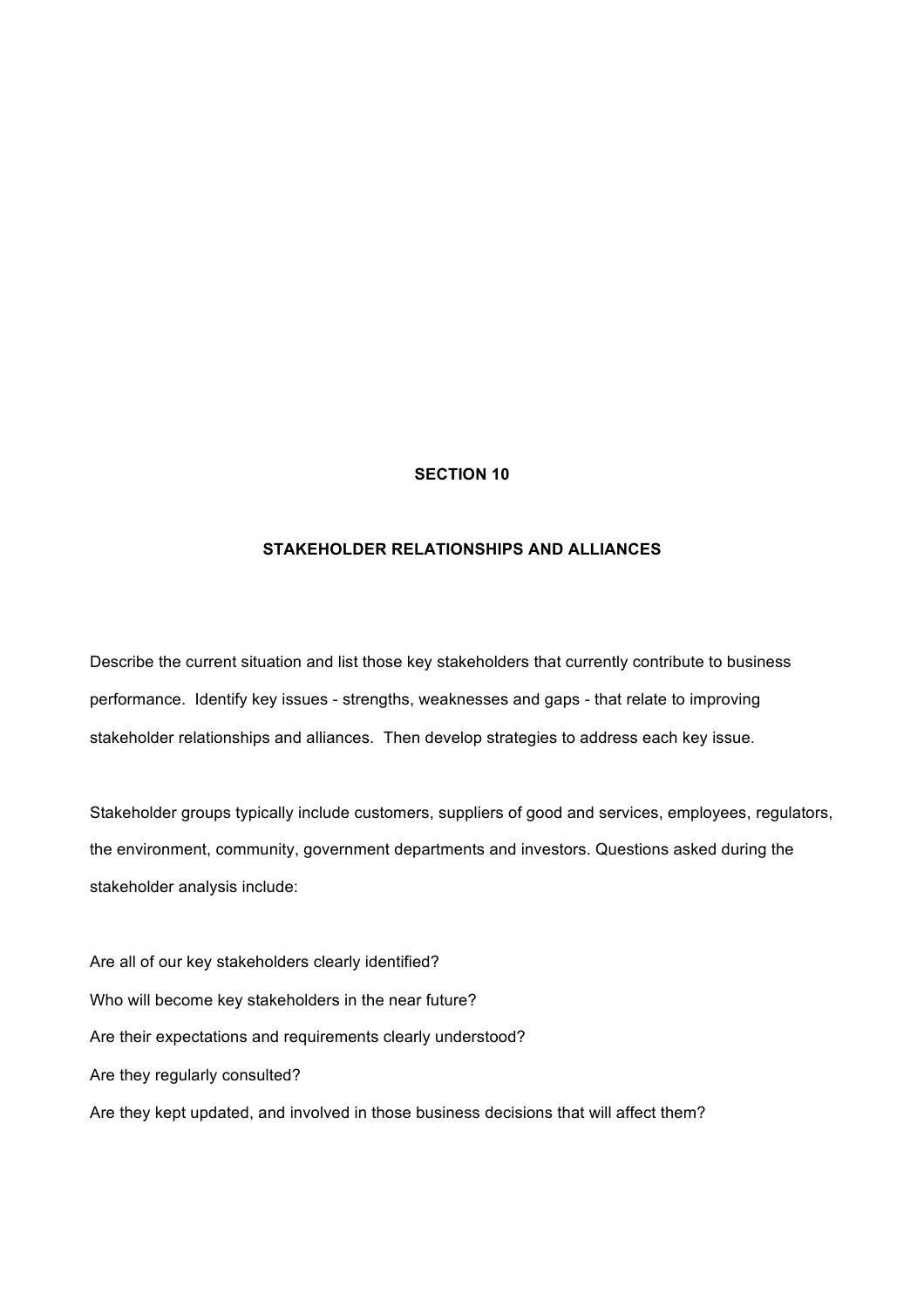# SECTION 10

## STAKEHOLDER RELATIONSHIPS AND ALLIANCES

Describe the current situation and list those key stakeholders that currently contribute to business performance. Identify key issues - strengths, weaknesses and gaps - that relate to improving stakeholder relationships and alliances. Then develop strategies to address each key issue.

Stakeholder groups typically include customers, suppliers of good and services, employees, regulators, the environment, community, government departments and investors. Questions asked during the stakeholder analysis include:

Are all of our key stakeholders clearly identified?

Who will become key stakeholders in the near future?

Are their expectations and requirements clearly understood?

Are they regularly consulted?

Are they kept updated, and involved in those business decisions that will affect them?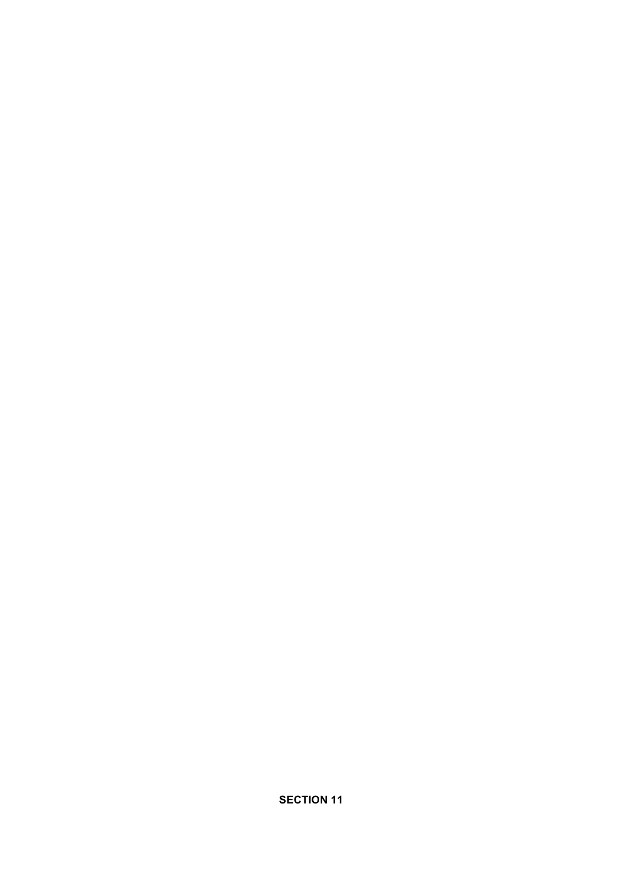**SECTION 11**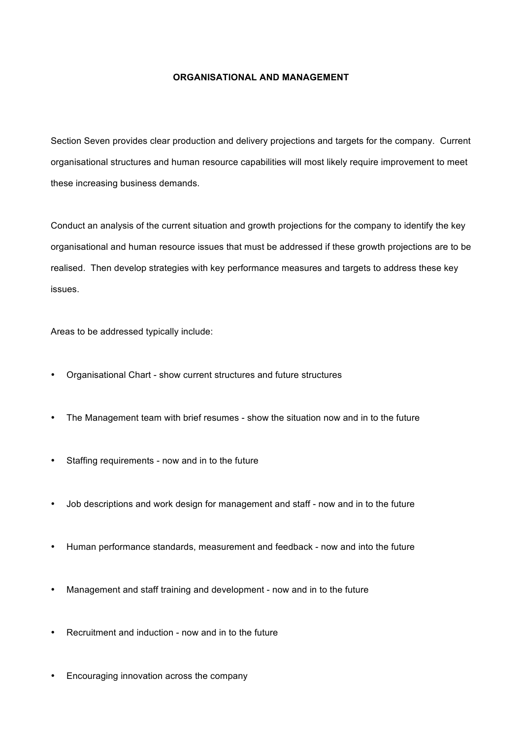## ORGANISATIONAL AND MANAGEMENT

Section Seven provides clear production and delivery projections and targets for the company. Current organisational structures and human resource capabilities will most likely require improvement to meet these increasing business demands.

Conduct an analysis of the current situation and growth projections for the company to identify the key organisational and human resource issues that must be addressed if these growth projections are to be realised. Then develop strategies with key performance measures and targets to address these key issues.

Areas to be addressed typically include:

- Organisational Chart - show current structures and future structures
- The Management team with brief resumes - show the situation now and in to the future
- Staffing requirements - now and in to the future
- Job descriptions and work design for management and staff - now and in to the future
- Human performance standards, measurement and feedback - now and into the future
- Management and staff training and development - now and in to the future
- Recruitment and induction - now and in to the future
- Encouraging innovation across the company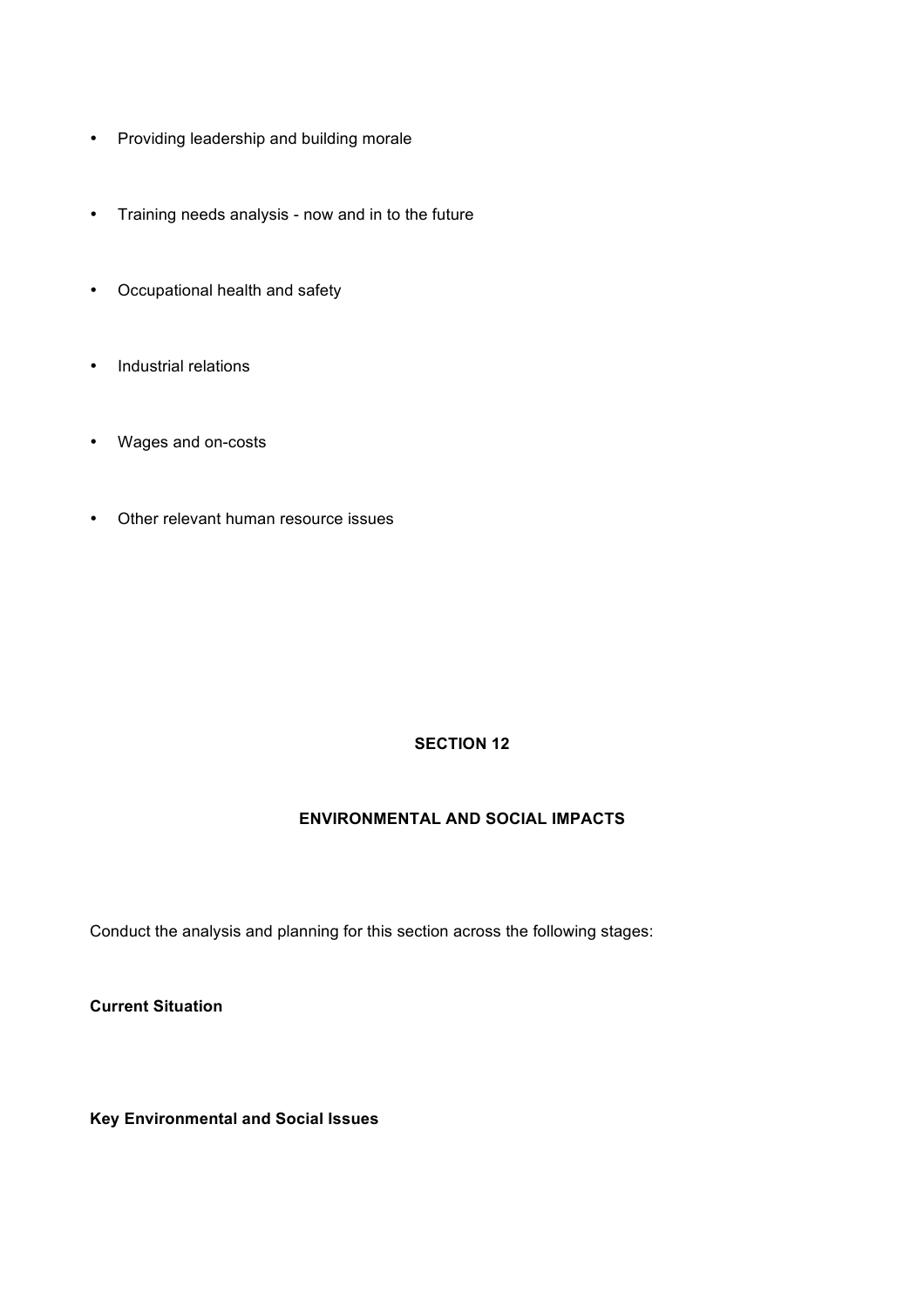- Providing leadership and building morale

- Training needs analysis - now and in to the future

- Occupational health and safety

- Industrial relations

- Wages and on-costs

- Other relevant human resource issues

## SECTION 12

## ENVIRONMENTAL AND SOCIAL IMPACTS

Conduct the analysis and planning for this section across the following stages:

**Current Situation**

**Key Environmental and Social Issues**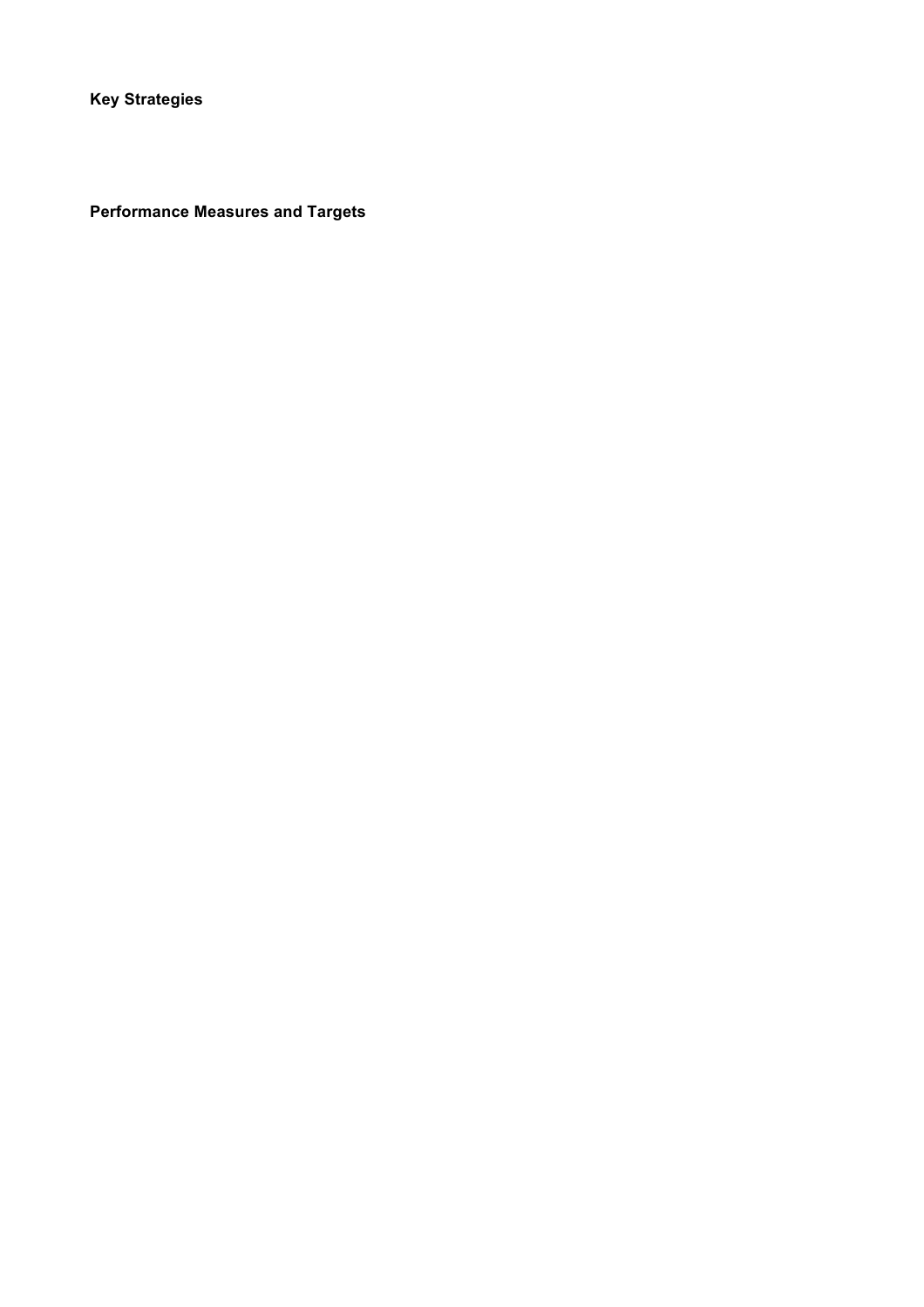**Key Strategies**

**Performance Measures and Targets**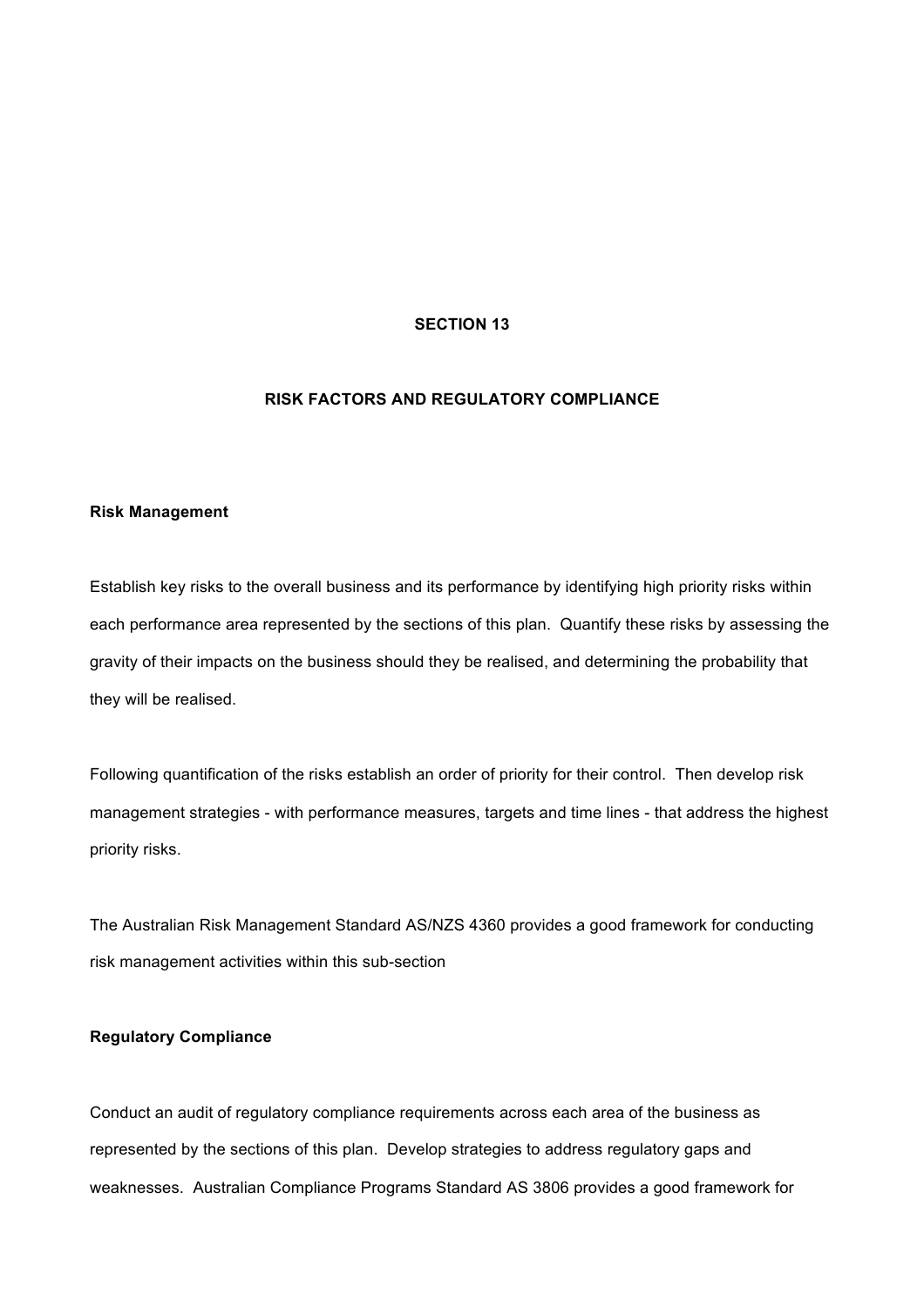# SECTION 13

## RISK FACTORS AND REGULATORY COMPLIANCE

### Risk Management

Establish key risks to the overall business and its performance by identifying high priority risks within each performance area represented by the sections of this plan. Quantify these risks by assessing the gravity of their impacts on the business should they be realised, and determining the probability that they will be realised.

Following quantification of the risks establish an order of priority for their control. Then develop risk management strategies - with performance measures, targets and time lines - that address the highest priority risks.

The Australian Risk Management Standard AS/NZS 4360 provides a good framework for conducting risk management activities within this sub-section

### Regulatory Compliance

Conduct an audit of regulatory compliance requirements across each area of the business as represented by the sections of this plan. Develop strategies to address regulatory gaps and weaknesses. Australian Compliance Programs Standard AS 3806 provides a good framework for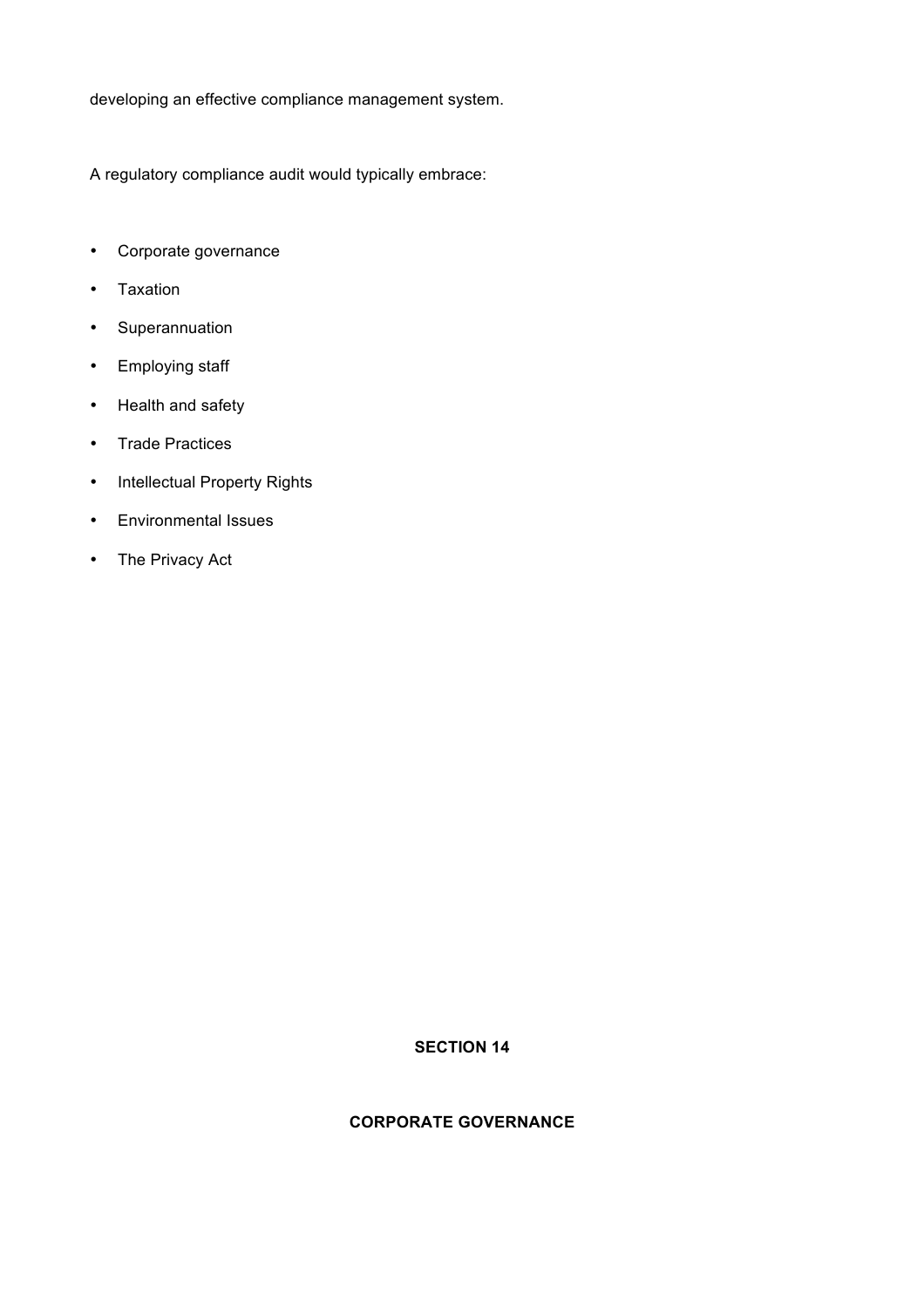developing an effective compliance management system.

A regulatory compliance audit would typically embrace:

- Corporate governance
- Taxation
- Superannuation
- Employing staff
- Health and safety
- Trade Practices
- Intellectual Property Rights
- Environmental Issues
- The Privacy Act

## SECTION 14

## CORPORATE GOVERNANCE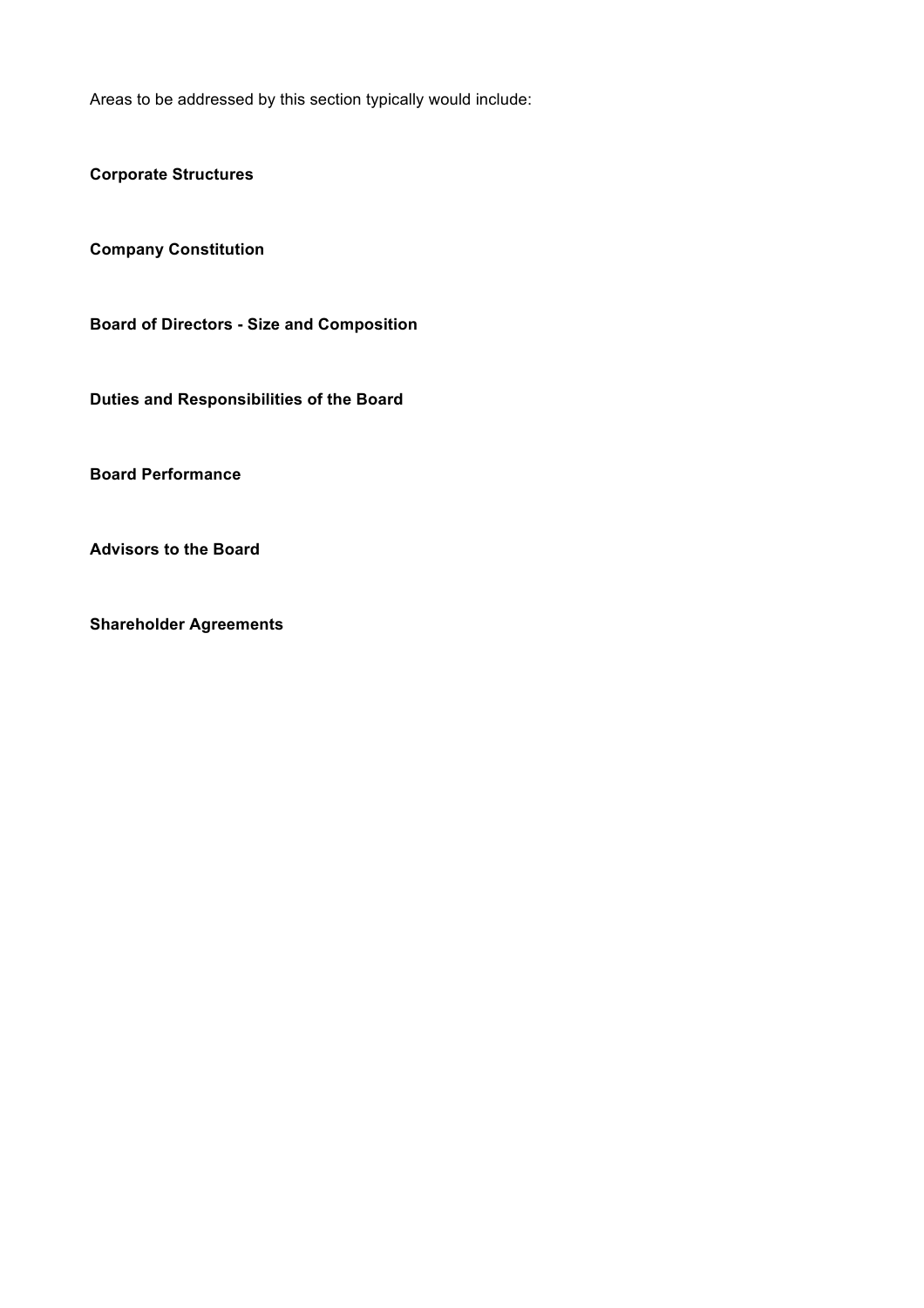Areas to be addressed by this section typically would include:

**Corporate Structures**

**Company Constitution**

**Board of Directors - Size and Composition**

**Duties and Responsibilities of the Board**

**Board Performance**

**Advisors to the Board**

**Shareholder Agreements**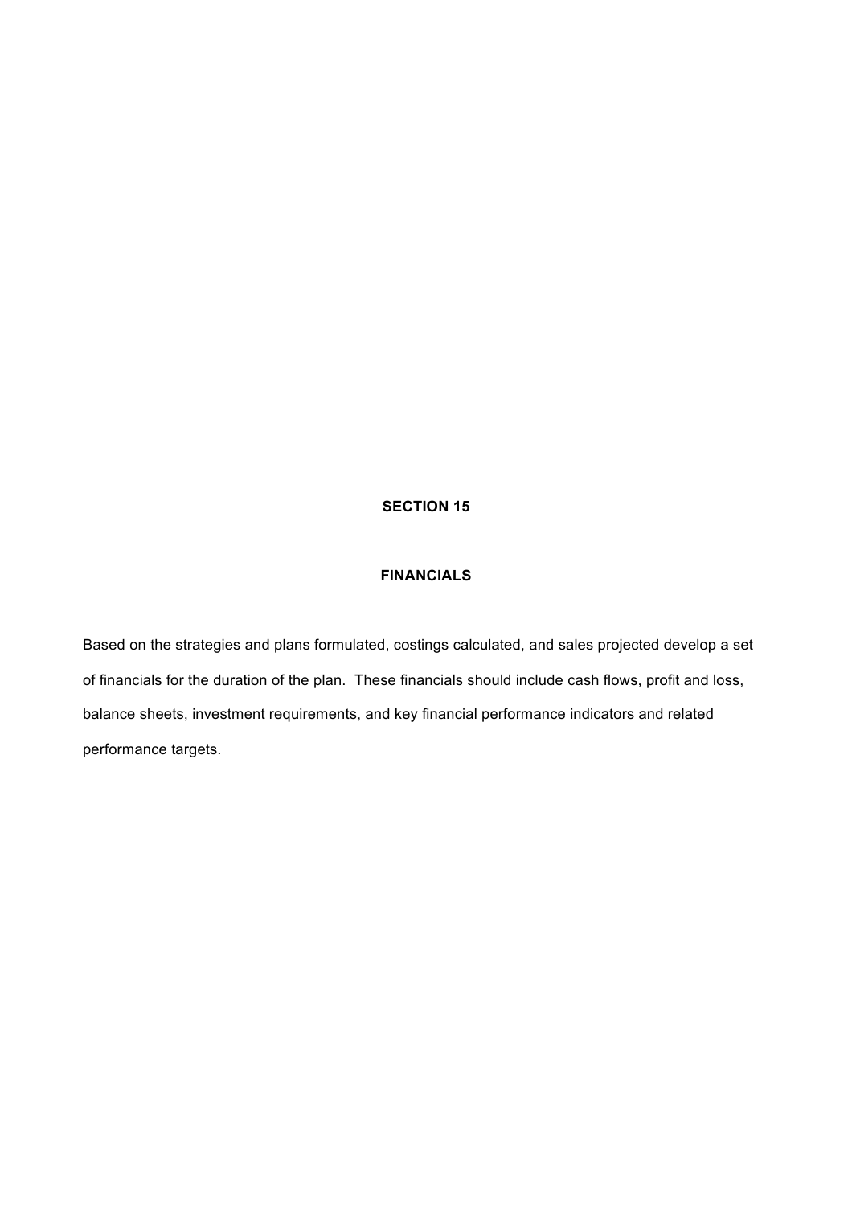## SECTION 15

## FINANCIALS

Based on the strategies and plans formulated, costings calculated, and sales projected develop a set of financials for the duration of the plan. These financials should include cash flows, profit and loss, balance sheets, investment requirements, and key financial performance indicators and related performance targets.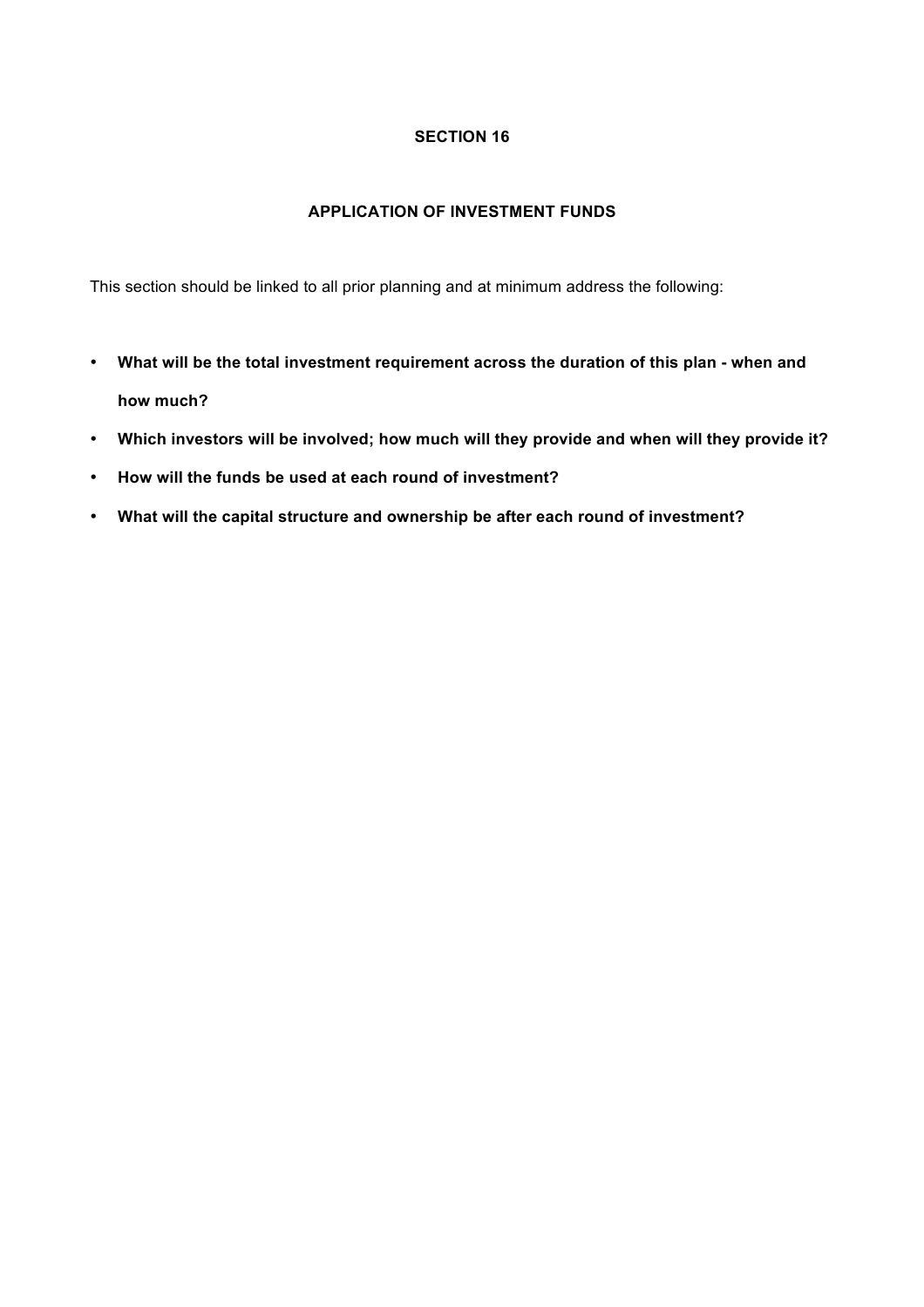## SECTION 16

### APPLICATION OF INVESTMENT FUNDS

This section should be linked to all prior planning and at minimum address the following:

- **What will be the total investment requirement across the duration of this plan - when and how much?**
- **Which investors will be involved; how much will they provide and when will they provide it?**
- **How will the funds be used at each round of investment?**
- **What will the capital structure and ownership be after each round of investment?**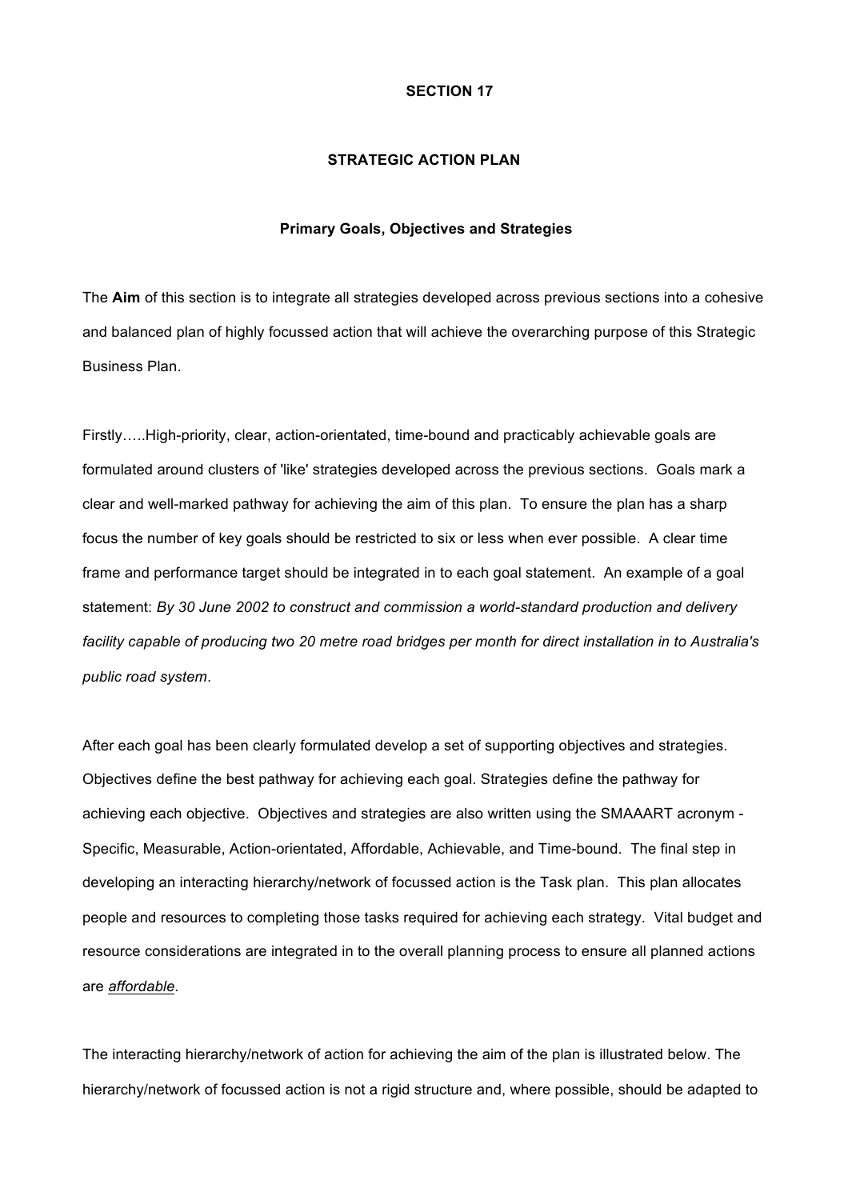## SECTION 17

## STRATEGIC ACTION PLAN

### Primary Goals, Objectives and Strategies

The **Aim** of this section is to integrate all strategies developed across previous sections into a cohesive and balanced plan of highly focussed action that will achieve the overarching purpose of this Strategic Business Plan.

Firstly…..High-priority, clear, action-orientated, time-bound and practicably achievable goals are formulated around clusters of 'like' strategies developed across the previous sections. Goals mark a clear and well-marked pathway for achieving the aim of this plan. To ensure the plan has a sharp focus the number of key goals should be restricted to six or less when ever possible. A clear time frame and performance target should be integrated in to each goal statement. An example of a goal statement: *By 30 June 2002 to construct and commission a world-standard production and delivery facility capable of producing two 20 metre road bridges per month for direct installation in to Australia's public road system*.

After each goal has been clearly formulated develop a set of supporting objectives and strategies. Objectives define the best pathway for achieving each goal. Strategies define the pathway for achieving each objective. Objectives and strategies are also written using the SMAAART acronym - Specific, Measurable, Action-orientated, Affordable, Achievable, and Time-bound. The final step in developing an interacting hierarchy/network of focussed action is the Task plan. This plan allocates people and resources to completing those tasks required for achieving each strategy. Vital budget and resource considerations are integrated in to the overall planning process to ensure all planned actions are _*affordable*_.

The interacting hierarchy/network of action for achieving the aim of the plan is illustrated below. The hierarchy/network of focussed action is not a rigid structure and, where possible, should be adapted to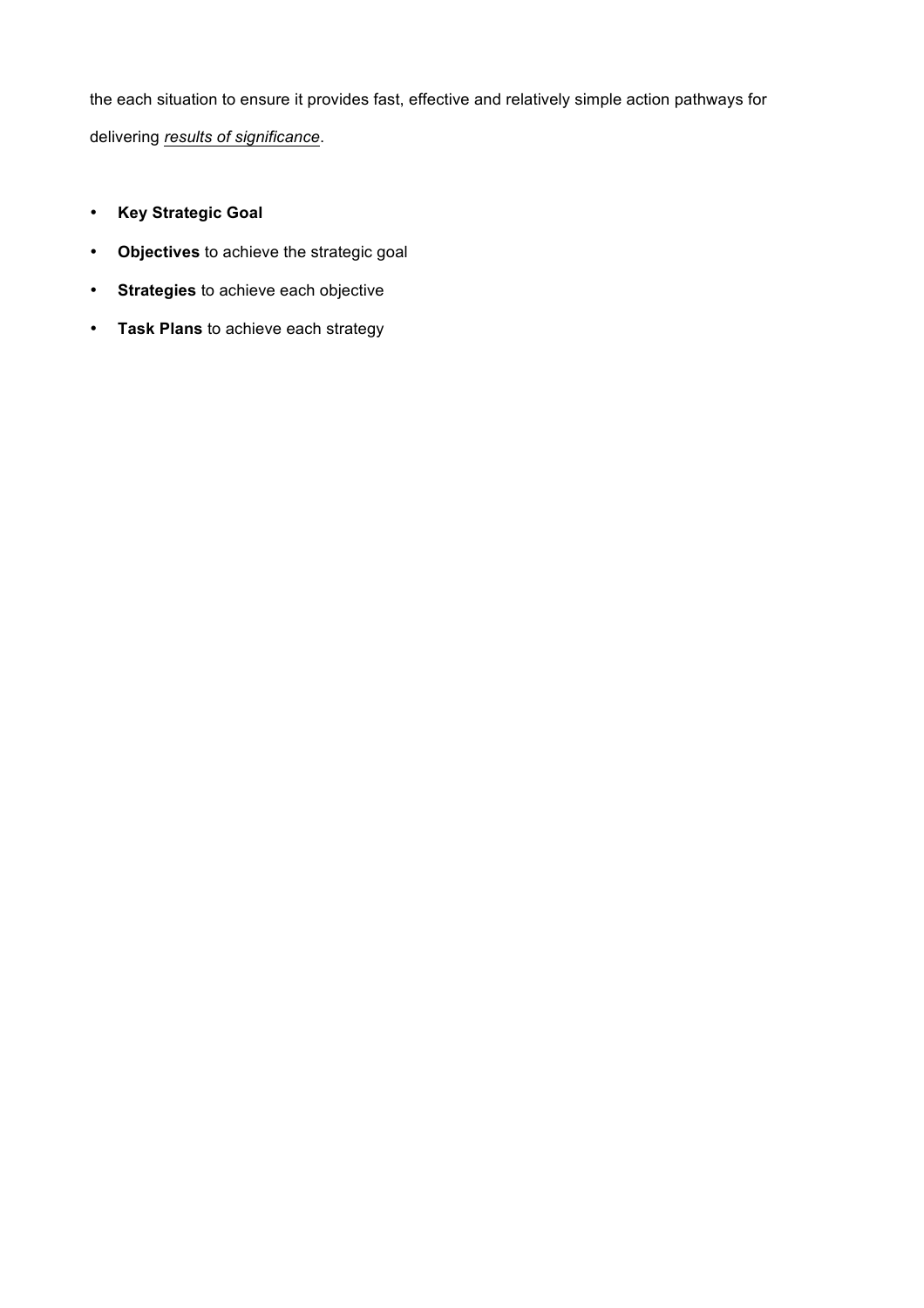the each situation to ensure it provides fast, effective and relatively simple action pathways for delivering *results of significance*.

- **Key Strategic Goal**
- **Objectives** to achieve the strategic goal
- **Strategies** to achieve each objective
- **Task Plans** to achieve each strategy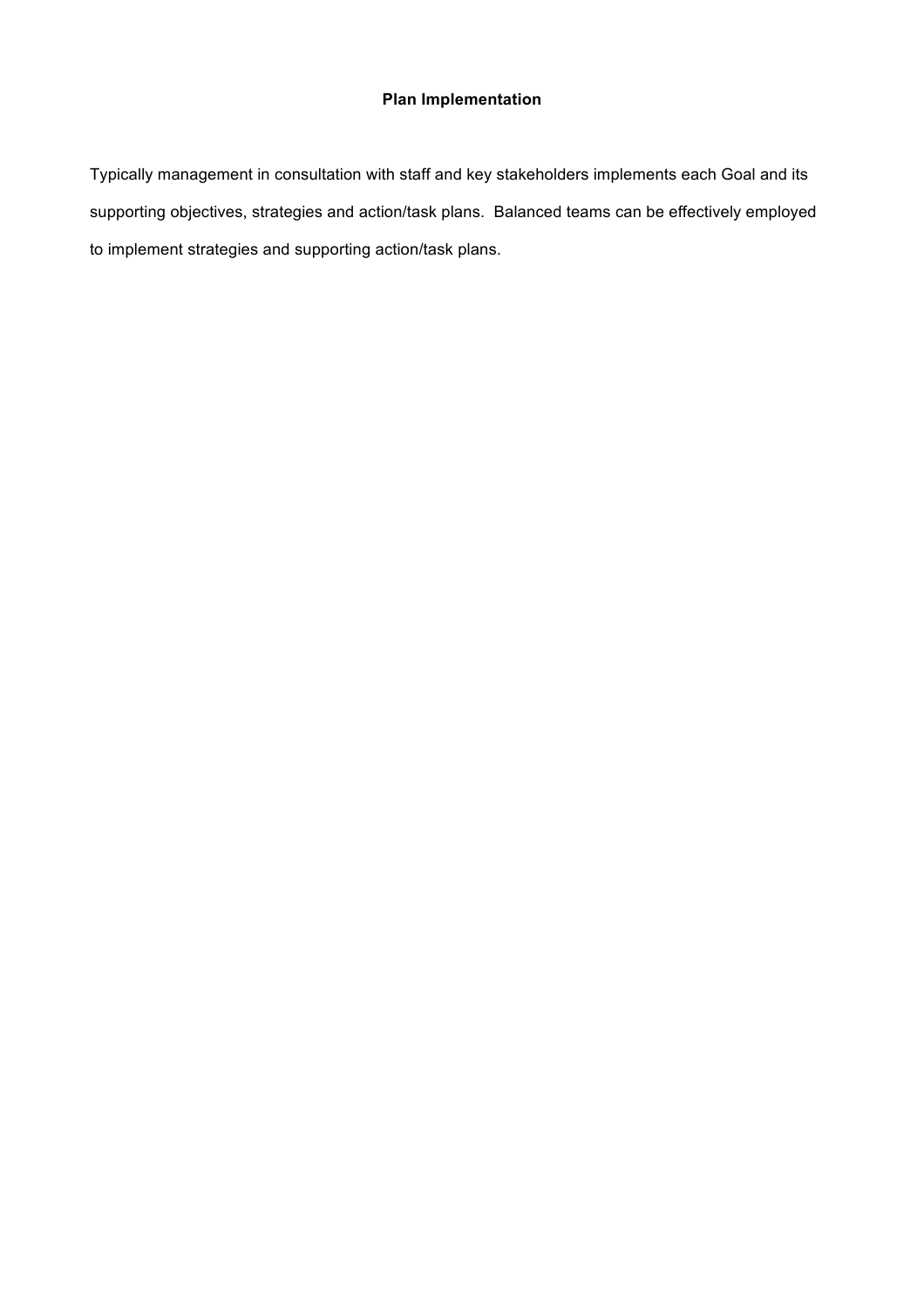## Plan Implementation

Typically management in consultation with staff and key stakeholders implements each Goal and its supporting objectives, strategies and action/task plans. Balanced teams can be effectively employed to implement strategies and supporting action/task plans.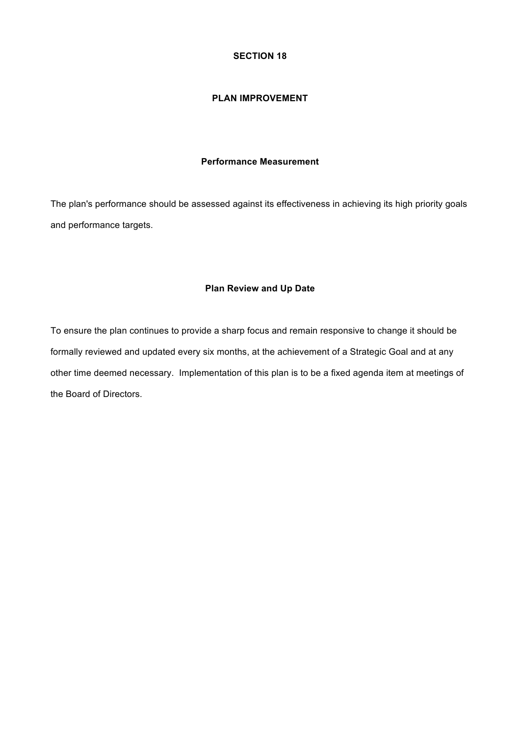# SECTION 18

## PLAN IMPROVEMENT

### Performance Measurement

The plan's performance should be assessed against its effectiveness in achieving its high priority goals and performance targets.

### Plan Review and Up Date

To ensure the plan continues to provide a sharp focus and remain responsive to change it should be formally reviewed and updated every six months, at the achievement of a Strategic Goal and at any other time deemed necessary. Implementation of this plan is to be a fixed agenda item at meetings of the Board of Directors.